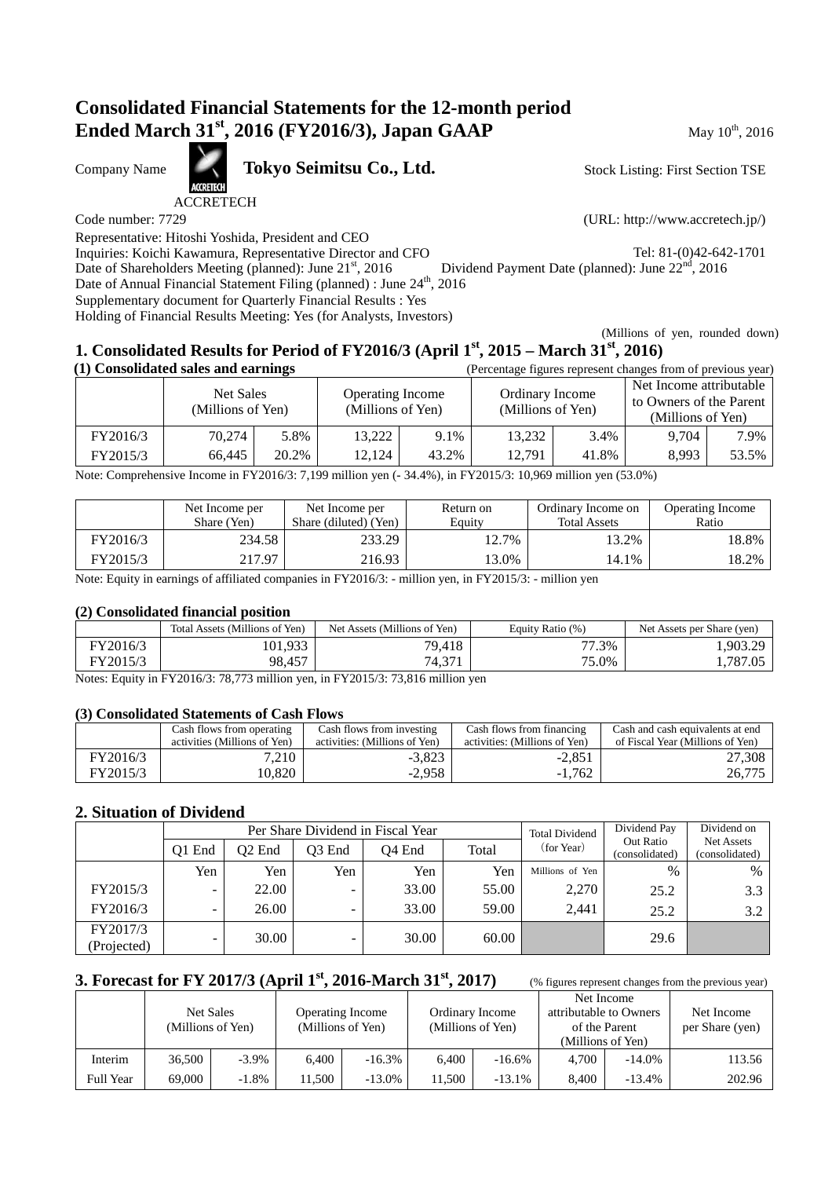# Consolidated Financial Statements for the 12-month period Ended March 31st, 2016 (FY2016/3), Japan GAAP

May 10th, 2016

Company Name **Tokyo Seimitsu Co., Ltd.** Stock Listing: First Section TSE

ACCRETECH

Code number: 7729 (URL: http://www.accretech.jp/)

Representative: Hitoshi Yoshida, President and CEO

Inquiries: Koichi Kawamura, Representative Director and CFO Tel: 81-(0)42-642-1701

Date of Shareholders Meeting (planned): June 21st, 2016 Dividend Payment Date (planned): June 22nd, 2016

Date of Annual Financial Statement Filing (planned) : June 24th, 2016

Supplementary document for Quarterly Financial Results : Yes

Holding of Financial Results Meeting: Yes (for Analysts, Investors)

(Millions of yen, rounded down)

## 1. Consolidated Results for Period of FY2016/3 (April 1st, 2015 – March 31st, 2016)

### (1) Consolidated sales and earnings

(Percentage figures represent changes from of previous year)

| | Net Sales (Millions of Yen) | | Operating Income (Millions of Yen) | | Ordinary Income (Millions of Yen) | | Net Income attributable to Owners of the Parent (Millions of Yen) | |
|---|---|---|---|---|---|---|---|---|
| FY2016/3 | 70,274 | 5.8% | 13,222 | 9.1% | 13,232 | 3.4% | 9,704 | 7.9% |
| FY2015/3 | 66,445 | 20.2% | 12,124 | 43.2% | 12,791 | 41.8% | 8,993 | 53.5% |

Note: Comprehensive Income in FY2016/3: 7,199 million yen (- 34.4%), in FY2015/3: 10,969 million yen (53.0%)

| | Net Income per Share (Yen) | Net Income per Share (diluted) (Yen) | Return on Equity | Ordinary Income on Total Assets | Operating Income Ratio |
|---|---|---|---|---|---|
| FY2016/3 | 234.58 | 233.29 | 12.7% | 13.2% | 18.8% |
| FY2015/3 | 217.97 | 216.93 | 13.0% | 14.1% | 18.2% |

Note: Equity in earnings of affiliated companies in FY2016/3: - million yen, in FY2015/3: - million yen

### (2) Consolidated financial position

| | Total Assets (Millions of Yen) | Net Assets (Millions of Yen) | Equity Ratio (%) | Net Assets per Share (yen) |
|---|---|---|---|---|
| FY2016/3 | 101,933 | 79,418 | 77.3% | 1,903.29 |
| FY2015/3 | 98,457 | 74,371 | 75.0% | 1,787.05 |

Notes: Equity in FY2016/3: 78,773 million yen, in FY2015/3: 73,816 million yen

### (3) Consolidated Statements of Cash Flows

| | Cash flows from operating activities (Millions of Yen) | Cash flows from investing activities: (Millions of Yen) | Cash flows from financing activities: (Millions of Yen) | Cash and cash equivalents at end of Fiscal Year (Millions of Yen) |
|---|---|---|---|---|
| FY2016/3 | 7,210 | -3,823 | -2,851 | 27,308 |
| FY2015/3 | 10,820 | -2,958 | -1,762 | 26,775 |

## 2. Situation of Dividend

| | Per Share Dividend in Fiscal Year | | | | | Total Dividend (for Year) | Dividend Pay Out Ratio (consolidated) | Dividend on Net Assets (consolidated) |
|---|---|---|---|---|---|---|---|---|
| | Q1 End | Q2 End | Q3 End | Q4 End | Total | | | |
| | Yen | Yen | Yen | Yen | Yen | Millions of Yen | % | % |
| FY2015/3 | - | 22.00 | - | 33.00 | 55.00 | 2,270 | 25.2 | 3.3 |
| FY2016/3 | - | 26.00 | - | 33.00 | 59.00 | 2,441 | 25.2 | 3.2 |
| FY2017/3 (Projected) | - | 30.00 | - | 30.00 | 60.00 | | 29.6 | |

## 3. Forecast for FY 2017/3 (April 1st, 2016-March 31st, 2017)

(% figures represent changes from the previous year)

| | Net Sales (Millions of Yen) | | Operating Income (Millions of Yen) | | Ordinary Income (Millions of Yen) | | Net Income attributable to Owners of the Parent (Millions of Yen) | | Net Income per Share (yen) |
|---|---|---|---|---|---|---|---|---|---|
| Interim | 36,500 | -3.9% | 6,400 | -16.3% | 6,400 | -16.6% | 4,700 | -14.0% | 113.56 |
| Full Year | 69,000 | -1.8% | 11,500 | -13.0% | 11,500 | -13.1% | 8,400 | -13.4% | 202.96 |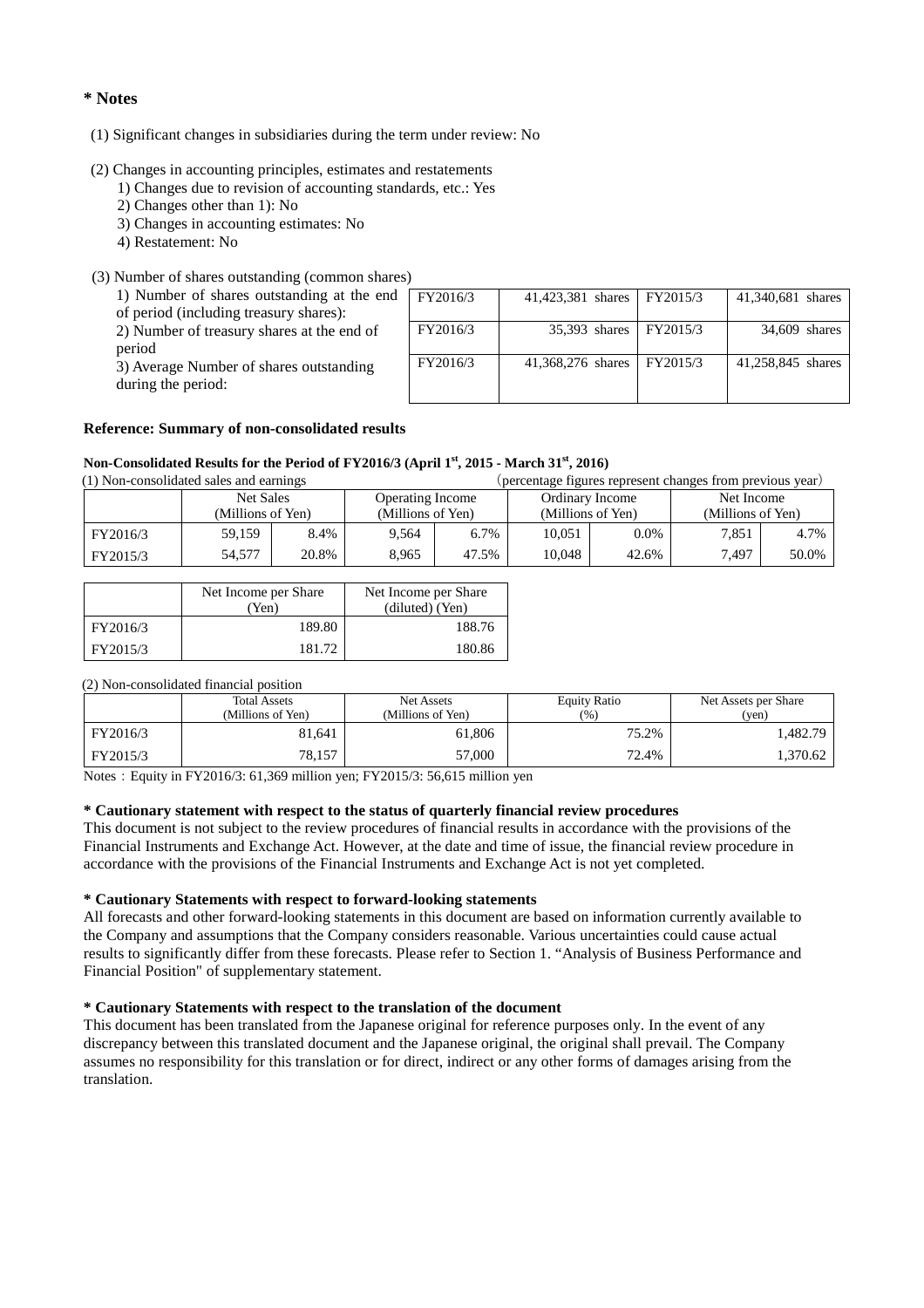## * Notes

(1) Significant changes in subsidiaries during the term under review: No

(2) Changes in accounting principles, estimates and restatements

1) Changes due to revision of accounting standards, etc.: Yes
2) Changes other than 1): No
3) Changes in accounting estimates: No
4) Restatement: No

(3) Number of shares outstanding (common shares)

| | | | | |
|---|---|---|---|---|
| 1) Number of shares outstanding at the end of period (including treasury shares): | FY2016/3 | 41,423,381 shares | FY2015/3 | 41,340,681 shares |
| 2) Number of treasury shares at the end of period | FY2016/3 | 35,393 shares | FY2015/3 | 34,609 shares |
| 3) Average Number of shares outstanding during the period: | FY2016/3 | 41,368,276 shares | FY2015/3 | 41,258,845 shares |

### Reference: Summary of non-consolidated results

**Non-Consolidated Results for the Period of FY2016/3 (April 1st, 2015 - March 31st, 2016)**

(1) Non-consolidated sales and earnings （percentage figures represent changes from previous year）

| | Net Sales (Millions of Yen) | | Operating Income (Millions of Yen) | | Ordinary Income (Millions of Yen) | | Net Income (Millions of Yen) | |
|---|---|---|---|---|---|---|---|---|
| FY2016/3 | 59,159 | 8.4% | 9,564 | 6.7% | 10,051 | 0.0% | 7,851 | 4.7% |
| FY2015/3 | 54,577 | 20.8% | 8,965 | 47.5% | 10,048 | 42.6% | 7,497 | 50.0% |

| | Net Income per Share (Yen) | Net Income per Share (diluted) (Yen) |
|---|---|---|
| FY2016/3 | 189.80 | 188.76 |
| FY2015/3 | 181.72 | 180.86 |

(2) Non-consolidated financial position

| | Total Assets (Millions of Yen) | Net Assets (Millions of Yen) | Equity Ratio (%) | Net Assets per Share (yen) |
|---|---|---|---|---|
| FY2016/3 | 81,641 | 61,806 | 75.2% | 1,482.79 |
| FY2015/3 | 78,157 | 57,000 | 72.4% | 1,370.62 |

Notes：Equity in FY2016/3: 61,369 million yen; FY2015/3: 56,615 million yen

**\* Cautionary statement with respect to the status of quarterly financial review procedures**

This document is not subject to the review procedures of financial results in accordance with the provisions of the Financial Instruments and Exchange Act. However, at the date and time of issue, the financial review procedure in accordance with the provisions of the Financial Instruments and Exchange Act is not yet completed.

**\* Cautionary Statements with respect to forward-looking statements**

All forecasts and other forward-looking statements in this document are based on information currently available to the Company and assumptions that the Company considers reasonable. Various uncertainties could cause actual results to significantly differ from these forecasts. Please refer to Section 1. "Analysis of Business Performance and Financial Position" of supplementary statement.

**\* Cautionary Statements with respect to the translation of the document**

This document has been translated from the Japanese original for reference purposes only. In the event of any discrepancy between this translated document and the Japanese original, the original shall prevail. The Company assumes no responsibility for this translation or for direct, indirect or any other forms of damages arising from the translation.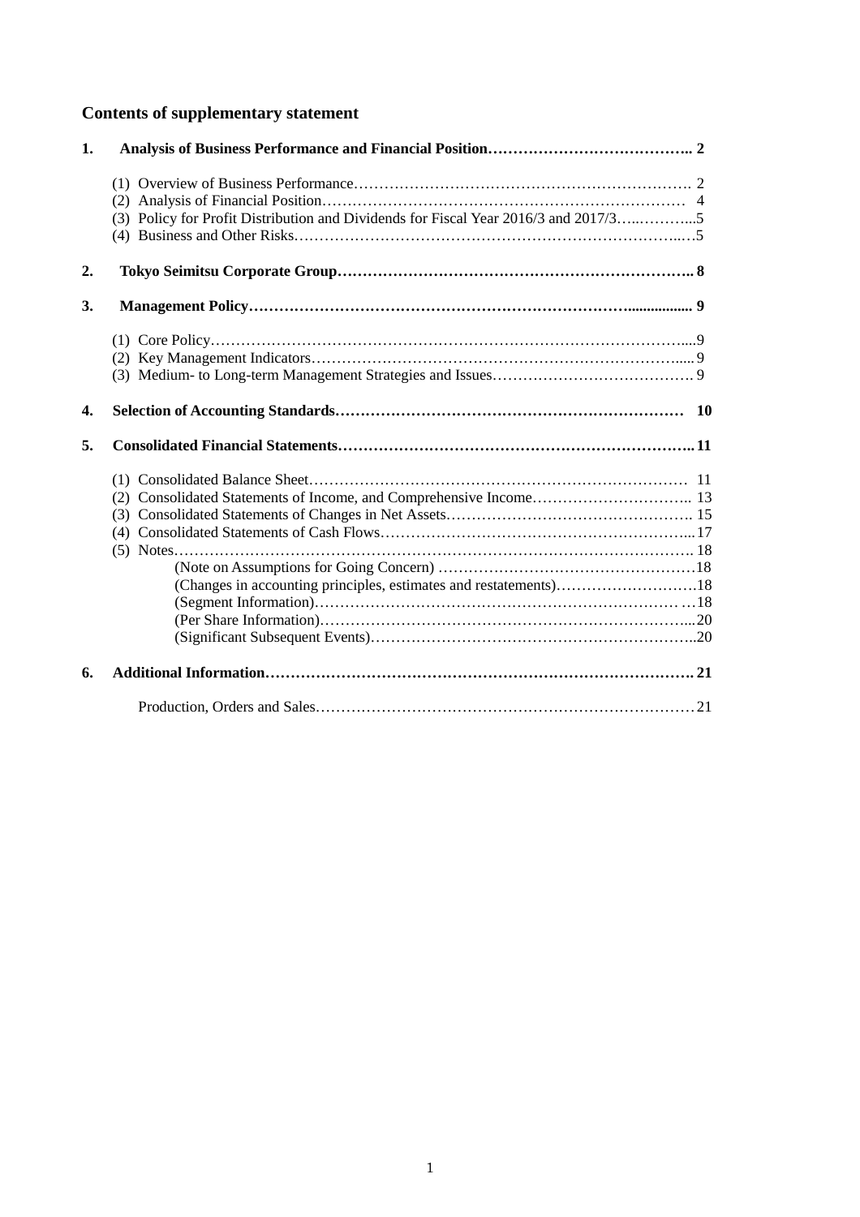## Contents of supplementary statement

**1. Analysis of Business Performance and Financial Position…………………………………….. 2**

(1) Overview of Business Performance……………………………………………………………. 2
(2) Analysis of Financial Position………………………………………………………………… 4
(3) Policy for Profit Distribution and Dividends for Fiscal Year 2016/3 and 2017/3…..………...5
(4) Business and Other Risks…………………………………………………………………..…5

**2. Tokyo Seimitsu Corporate Group…………………………………………………………….. 8**

**3. Management Policy………………………………………………………………................. 9**

(1) Core Policy……………………………………………………………………………………....9
(2) Key Management Indicators………………………………………………………………..... 9
(3) Medium- to Long-term Management Strategies and Issues…………………………………. 9

**4. Selection of Accounting Standards…………………………………………………………… 10**

**5. Consolidated Financial Statements…………………………………………………………….. 11**

(1) Consolidated Balance Sheet…………………………………………………………………… 11
(2) Consolidated Statements of Income, and Comprehensive Income………………………….. 13
(3) Consolidated Statements of Changes in Net Assets………………………………………….. 15
(4) Consolidated Statements of Cash Flows……………………………………………………... 17
(5) Notes………………………………………………………………………………………….. 18
(Note on Assumptions for Going Concern) ……………………………………………18
(Changes in accounting principles, estimates and restatements)………………………18
(Segment Information)………………………………………………………………… …18
(Per Share Information)…………………………………………………………………...20
(Significant Subsequent Events)………………………………………………………..20

**6. Additional Information………………………………………………………………………. 21**

Production, Orders and Sales…………………………………………………………………21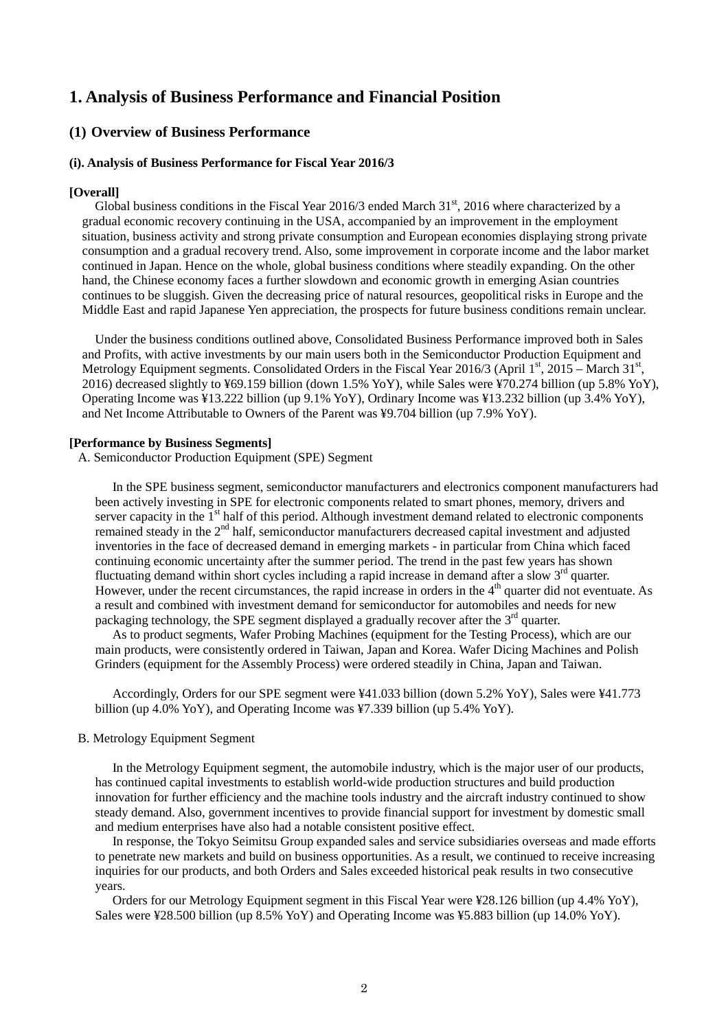# 1. Analysis of Business Performance and Financial Position

## (1) Overview of Business Performance

### (i). Analysis of Business Performance for Fiscal Year 2016/3

**[Overall]**

Global business conditions in the Fiscal Year 2016/3 ended March 31st, 2016 where characterized by a gradual economic recovery continuing in the USA, accompanied by an improvement in the employment situation, business activity and strong private consumption and European economies displaying strong private consumption and a gradual recovery trend. Also, some improvement in corporate income and the labor market continued in Japan. Hence on the whole, global business conditions where steadily expanding. On the other hand, the Chinese economy faces a further slowdown and economic growth in emerging Asian countries continues to be sluggish. Given the decreasing price of natural resources, geopolitical risks in Europe and the Middle East and rapid Japanese Yen appreciation, the prospects for future business conditions remain unclear.

Under the business conditions outlined above, Consolidated Business Performance improved both in Sales and Profits, with active investments by our main users both in the Semiconductor Production Equipment and Metrology Equipment segments. Consolidated Orders in the Fiscal Year 2016/3 (April 1st, 2015 – March 31st, 2016) decreased slightly to ¥69.159 billion (down 1.5% YoY), while Sales were ¥70.274 billion (up 5.8% YoY), Operating Income was ¥13.222 billion (up 9.1% YoY), Ordinary Income was ¥13.232 billion (up 3.4% YoY), and Net Income Attributable to Owners of the Parent was ¥9.704 billion (up 7.9% YoY).

**[Performance by Business Segments]**

A. Semiconductor Production Equipment (SPE) Segment

In the SPE business segment, semiconductor manufacturers and electronics component manufacturers had been actively investing in SPE for electronic components related to smart phones, memory, drivers and server capacity in the 1st half of this period. Although investment demand related to electronic components remained steady in the 2nd half, semiconductor manufacturers decreased capital investment and adjusted inventories in the face of decreased demand in emerging markets - in particular from China which faced continuing economic uncertainty after the summer period. The trend in the past few years has shown fluctuating demand within short cycles including a rapid increase in demand after a slow 3rd quarter. However, under the recent circumstances, the rapid increase in orders in the 4th quarter did not eventuate. As a result and combined with investment demand for semiconductor for automobiles and needs for new packaging technology, the SPE segment displayed a gradually recover after the 3rd quarter.

As to product segments, Wafer Probing Machines (equipment for the Testing Process), which are our main products, were consistently ordered in Taiwan, Japan and Korea. Wafer Dicing Machines and Polish Grinders (equipment for the Assembly Process) were ordered steadily in China, Japan and Taiwan.

Accordingly, Orders for our SPE segment were ¥41.033 billion (down 5.2% YoY), Sales were ¥41.773 billion (up 4.0% YoY), and Operating Income was ¥7.339 billion (up 5.4% YoY).

B. Metrology Equipment Segment

In the Metrology Equipment segment, the automobile industry, which is the major user of our products, has continued capital investments to establish world-wide production structures and build production innovation for further efficiency and the machine tools industry and the aircraft industry continued to show steady demand. Also, government incentives to provide financial support for investment by domestic small and medium enterprises have also had a notable consistent positive effect.

In response, the Tokyo Seimitsu Group expanded sales and service subsidiaries overseas and made efforts to penetrate new markets and build on business opportunities. As a result, we continued to receive increasing inquiries for our products, and both Orders and Sales exceeded historical peak results in two consecutive years.

Orders for our Metrology Equipment segment in this Fiscal Year were ¥28.126 billion (up 4.4% YoY), Sales were ¥28.500 billion (up 8.5% YoY) and Operating Income was ¥5.883 billion (up 14.0% YoY).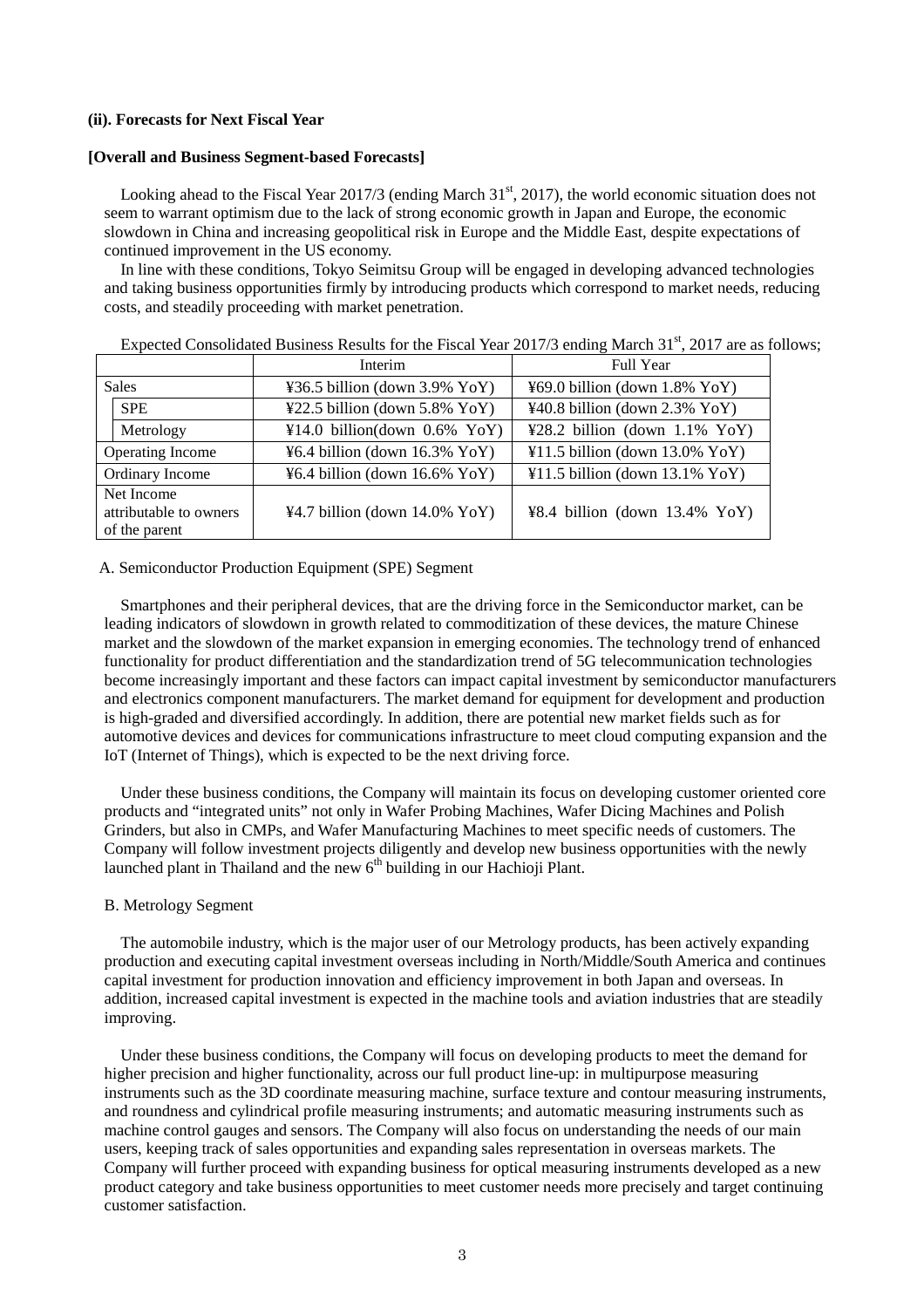**(ii). Forecasts for Next Fiscal Year**

**[Overall and Business Segment-based Forecasts]**

Looking ahead to the Fiscal Year 2017/3 (ending March 31st, 2017), the world economic situation does not seem to warrant optimism due to the lack of strong economic growth in Japan and Europe, the economic slowdown in China and increasing geopolitical risk in Europe and the Middle East, despite expectations of continued improvement in the US economy.

In line with these conditions, Tokyo Seimitsu Group will be engaged in developing advanced technologies and taking business opportunities firmly by introducing products which correspond to market needs, reducing costs, and steadily proceeding with market penetration.

Expected Consolidated Business Results for the Fiscal Year 2017/3 ending March 31st, 2017 are as follows;

| | Interim | Full Year |
|---|---|---|
| Sales | ¥36.5 billion (down 3.9% YoY) | ¥69.0 billion (down 1.8% YoY) |
| SPE | ¥22.5 billion (down 5.8% YoY) | ¥40.8 billion (down 2.3% YoY) |
| Metrology | ¥14.0 billion(down 0.6% YoY) | ¥28.2 billion (down 1.1% YoY) |
| Operating Income | ¥6.4 billion (down 16.3% YoY) | ¥11.5 billion (down 13.0% YoY) |
| Ordinary Income | ¥6.4 billion (down 16.6% YoY) | ¥11.5 billion (down 13.1% YoY) |
| Net Income attributable to owners of the parent | ¥4.7 billion (down 14.0% YoY) | ¥8.4 billion (down 13.4% YoY) |

A. Semiconductor Production Equipment (SPE) Segment

Smartphones and their peripheral devices, that are the driving force in the Semiconductor market, can be leading indicators of slowdown in growth related to commoditization of these devices, the mature Chinese market and the slowdown of the market expansion in emerging economies. The technology trend of enhanced functionality for product differentiation and the standardization trend of 5G telecommunication technologies become increasingly important and these factors can impact capital investment by semiconductor manufacturers and electronics component manufacturers. The market demand for equipment for development and production is high-graded and diversified accordingly. In addition, there are potential new market fields such as for automotive devices and devices for communications infrastructure to meet cloud computing expansion and the IoT (Internet of Things), which is expected to be the next driving force.

Under these business conditions, the Company will maintain its focus on developing customer oriented core products and "integrated units" not only in Wafer Probing Machines, Wafer Dicing Machines and Polish Grinders, but also in CMPs, and Wafer Manufacturing Machines to meet specific needs of customers. The Company will follow investment projects diligently and develop new business opportunities with the newly launched plant in Thailand and the new 6th building in our Hachioji Plant.

B. Metrology Segment

The automobile industry, which is the major user of our Metrology products, has been actively expanding production and executing capital investment overseas including in North/Middle/South America and continues capital investment for production innovation and efficiency improvement in both Japan and overseas. In addition, increased capital investment is expected in the machine tools and aviation industries that are steadily improving.

Under these business conditions, the Company will focus on developing products to meet the demand for higher precision and higher functionality, across our full product line-up: in multipurpose measuring instruments such as the 3D coordinate measuring machine, surface texture and contour measuring instruments, and roundness and cylindrical profile measuring instruments; and automatic measuring instruments such as machine control gauges and sensors. The Company will also focus on understanding the needs of our main users, keeping track of sales opportunities and expanding sales representation in overseas markets. The Company will further proceed with expanding business for optical measuring instruments developed as a new product category and take business opportunities to meet customer needs more precisely and target continuing customer satisfaction.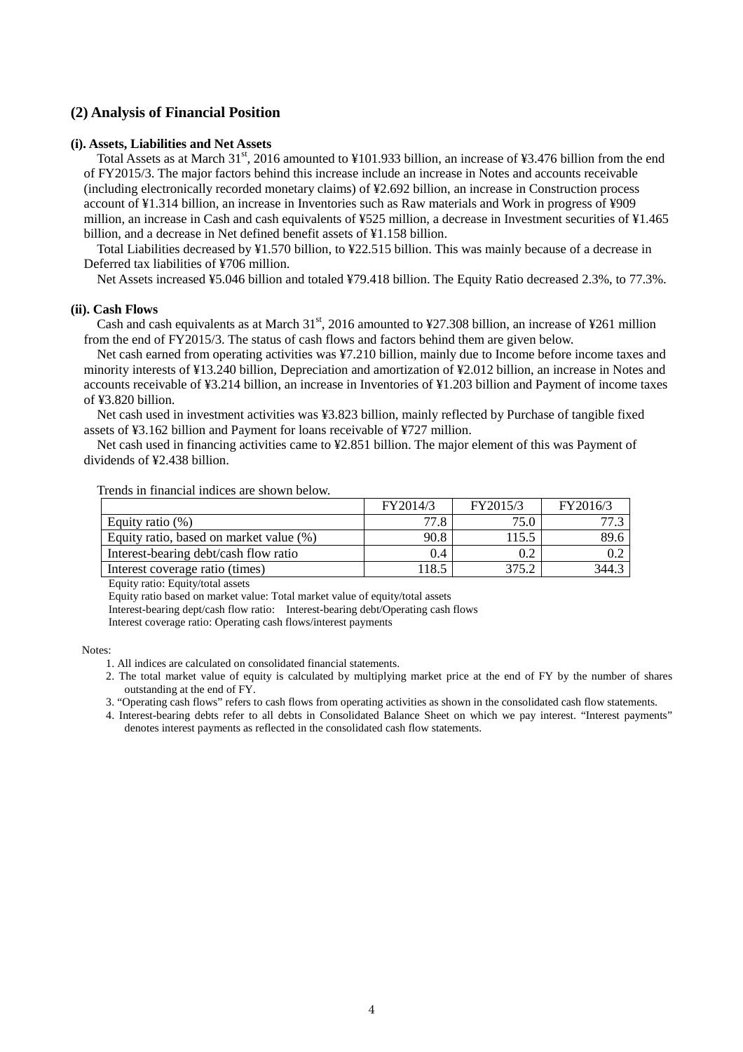## (2) Analysis of Financial Position

### (i). Assets, Liabilities and Net Assets

Total Assets as at March 31st, 2016 amounted to ¥101.933 billion, an increase of ¥3.476 billion from the end of FY2015/3. The major factors behind this increase include an increase in Notes and accounts receivable (including electronically recorded monetary claims) of ¥2.692 billion, an increase in Construction process account of ¥1.314 billion, an increase in Inventories such as Raw materials and Work in progress of ¥909 million, an increase in Cash and cash equivalents of ¥525 million, a decrease in Investment securities of ¥1.465 billion, and a decrease in Net defined benefit assets of ¥1.158 billion.

Total Liabilities decreased by ¥1.570 billion, to ¥22.515 billion. This was mainly because of a decrease in Deferred tax liabilities of ¥706 million.

Net Assets increased ¥5.046 billion and totaled ¥79.418 billion. The Equity Ratio decreased 2.3%, to 77.3%.

### (ii). Cash Flows

Cash and cash equivalents as at March 31st, 2016 amounted to ¥27.308 billion, an increase of ¥261 million from the end of FY2015/3. The status of cash flows and factors behind them are given below.

Net cash earned from operating activities was ¥7.210 billion, mainly due to Income before income taxes and minority interests of ¥13.240 billion, Depreciation and amortization of ¥2.012 billion, an increase in Notes and accounts receivable of ¥3.214 billion, an increase in Inventories of ¥1.203 billion and Payment of income taxes of ¥3.820 billion.

Net cash used in investment activities was ¥3.823 billion, mainly reflected by Purchase of tangible fixed assets of ¥3.162 billion and Payment for loans receivable of ¥727 million.

Net cash used in financing activities came to ¥2.851 billion. The major element of this was Payment of dividends of ¥2.438 billion.

Trends in financial indices are shown below.

| | FY2014/3 | FY2015/3 | FY2016/3 |
|---|---|---|---|
| Equity ratio (%) | 77.8 | 75.0 | 77.3 |
| Equity ratio, based on market value (%) | 90.8 | 115.5 | 89.6 |
| Interest-bearing debt/cash flow ratio | 0.4 | 0.2 | 0.2 |
| Interest coverage ratio (times) | 118.5 | 375.2 | 344.3 |

Equity ratio: Equity/total assets

Equity ratio based on market value: Total market value of equity/total assets

Interest-bearing dept/cash flow ratio: Interest-bearing debt/Operating cash flows

Interest coverage ratio: Operating cash flows/interest payments

Notes:

1. All indices are calculated on consolidated financial statements.
2. The total market value of equity is calculated by multiplying market price at the end of FY by the number of shares outstanding at the end of FY.
3. "Operating cash flows" refers to cash flows from operating activities as shown in the consolidated cash flow statements.
4. Interest-bearing debts refer to all debts in Consolidated Balance Sheet on which we pay interest. "Interest payments" denotes interest payments as reflected in the consolidated cash flow statements.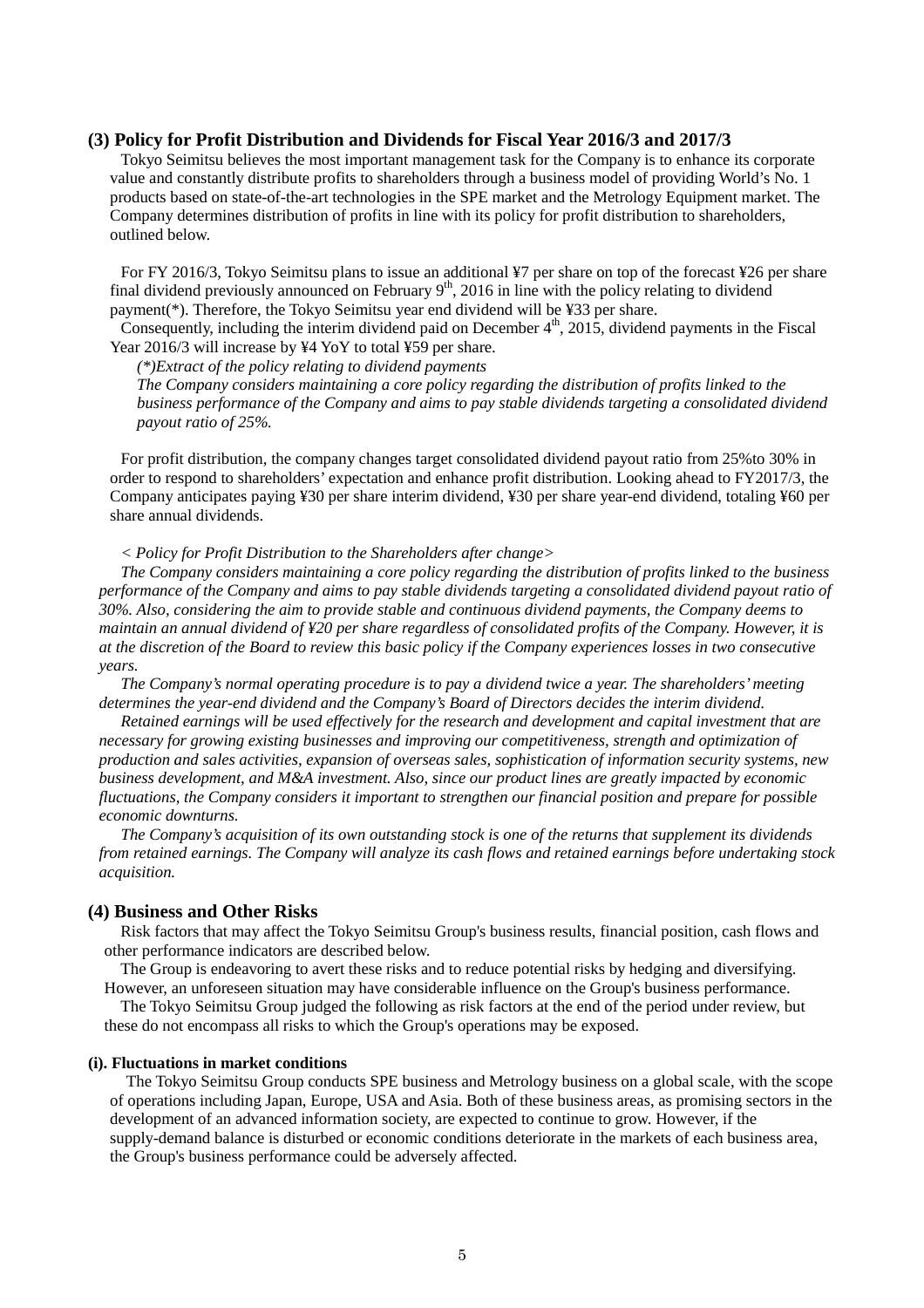### (3) Policy for Profit Distribution and Dividends for Fiscal Year 2016/3 and 2017/3

Tokyo Seimitsu believes the most important management task for the Company is to enhance its corporate value and constantly distribute profits to shareholders through a business model of providing World's No. 1 products based on state-of-the-art technologies in the SPE market and the Metrology Equipment market. The Company determines distribution of profits in line with its policy for profit distribution to shareholders, outlined below.

For FY 2016/3, Tokyo Seimitsu plans to issue an additional ¥7 per share on top of the forecast ¥26 per share final dividend previously announced on February 9th, 2016 in line with the policy relating to dividend payment(*). Therefore, the Tokyo Seimitsu year end dividend will be ¥33 per share.

Consequently, including the interim dividend paid on December 4th, 2015, dividend payments in the Fiscal Year 2016/3 will increase by ¥4 YoY to total ¥59 per share.

*(*)Extract of the policy relating to dividend payments*
*The Company considers maintaining a core policy regarding the distribution of profits linked to the business performance of the Company and aims to pay stable dividends targeting a consolidated dividend payout ratio of 25%.*

For profit distribution, the company changes target consolidated dividend payout ratio from 25%to 30% in order to respond to shareholders' expectation and enhance profit distribution. Looking ahead to FY2017/3, the Company anticipates paying ¥30 per share interim dividend, ¥30 per share year-end dividend, totaling ¥60 per share annual dividends.

*< Policy for Profit Distribution to the Shareholders after change>*

*The Company considers maintaining a core policy regarding the distribution of profits linked to the business performance of the Company and aims to pay stable dividends targeting a consolidated dividend payout ratio of 30%. Also, considering the aim to provide stable and continuous dividend payments, the Company deems to maintain an annual dividend of ¥20 per share regardless of consolidated profits of the Company. However, it is at the discretion of the Board to review this basic policy if the Company experiences losses in two consecutive years.*

*The Company's normal operating procedure is to pay a dividend twice a year. The shareholders' meeting determines the year-end dividend and the Company's Board of Directors decides the interim dividend.*

*Retained earnings will be used effectively for the research and development and capital investment that are necessary for growing existing businesses and improving our competitiveness, strength and optimization of production and sales activities, expansion of overseas sales, sophistication of information security systems, new business development, and M&A investment. Also, since our product lines are greatly impacted by economic fluctuations, the Company considers it important to strengthen our financial position and prepare for possible economic downturns.*

*The Company's acquisition of its own outstanding stock is one of the returns that supplement its dividends from retained earnings. The Company will analyze its cash flows and retained earnings before undertaking stock acquisition.*

### (4) Business and Other Risks

Risk factors that may affect the Tokyo Seimitsu Group's business results, financial position, cash flows and other performance indicators are described below.

The Group is endeavoring to avert these risks and to reduce potential risks by hedging and diversifying. However, an unforeseen situation may have considerable influence on the Group's business performance.

The Tokyo Seimitsu Group judged the following as risk factors at the end of the period under review, but these do not encompass all risks to which the Group's operations may be exposed.

#### (i). Fluctuations in market conditions

The Tokyo Seimitsu Group conducts SPE business and Metrology business on a global scale, with the scope of operations including Japan, Europe, USA and Asia. Both of these business areas, as promising sectors in the development of an advanced information society, are expected to continue to grow. However, if the supply-demand balance is disturbed or economic conditions deteriorate in the markets of each business area, the Group's business performance could be adversely affected.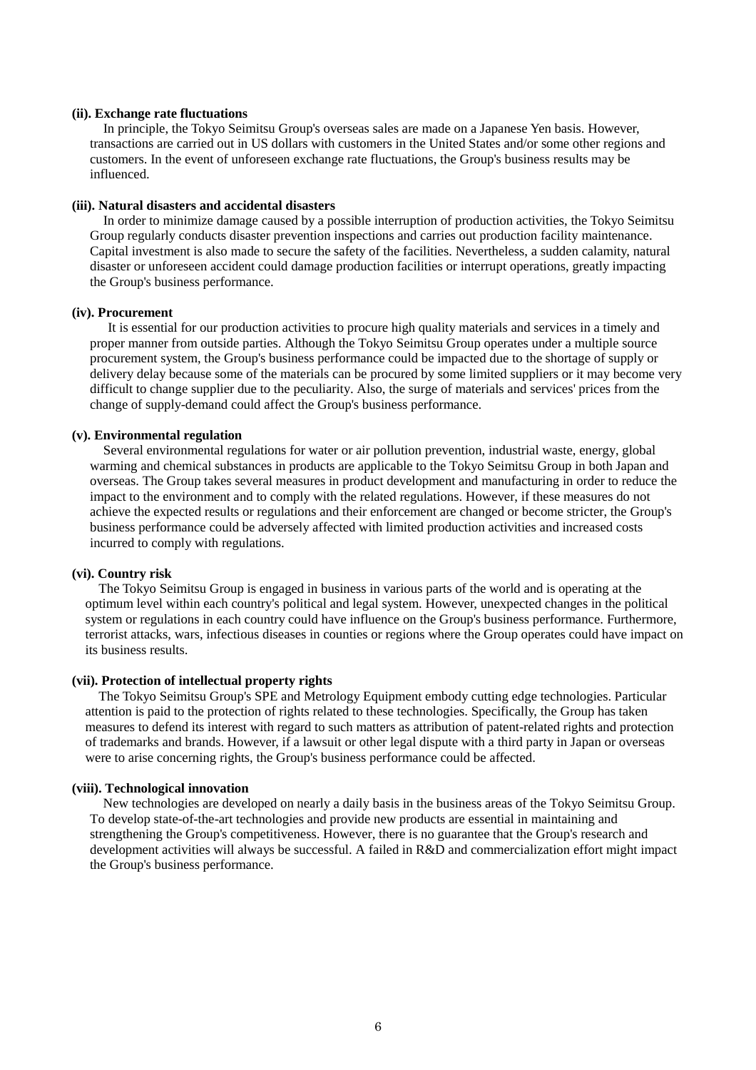**(ii). Exchange rate fluctuations**

In principle, the Tokyo Seimitsu Group's overseas sales are made on a Japanese Yen basis. However, transactions are carried out in US dollars with customers in the United States and/or some other regions and customers. In the event of unforeseen exchange rate fluctuations, the Group's business results may be influenced.

**(iii). Natural disasters and accidental disasters**

In order to minimize damage caused by a possible interruption of production activities, the Tokyo Seimitsu Group regularly conducts disaster prevention inspections and carries out production facility maintenance. Capital investment is also made to secure the safety of the facilities. Nevertheless, a sudden calamity, natural disaster or unforeseen accident could damage production facilities or interrupt operations, greatly impacting the Group's business performance.

**(iv). Procurement**

It is essential for our production activities to procure high quality materials and services in a timely and proper manner from outside parties. Although the Tokyo Seimitsu Group operates under a multiple source procurement system, the Group's business performance could be impacted due to the shortage of supply or delivery delay because some of the materials can be procured by some limited suppliers or it may become very difficult to change supplier due to the peculiarity. Also, the surge of materials and services' prices from the change of supply-demand could affect the Group's business performance.

**(v). Environmental regulation**

Several environmental regulations for water or air pollution prevention, industrial waste, energy, global warming and chemical substances in products are applicable to the Tokyo Seimitsu Group in both Japan and overseas. The Group takes several measures in product development and manufacturing in order to reduce the impact to the environment and to comply with the related regulations. However, if these measures do not achieve the expected results or regulations and their enforcement are changed or become stricter, the Group's business performance could be adversely affected with limited production activities and increased costs incurred to comply with regulations.

**(vi). Country risk**

The Tokyo Seimitsu Group is engaged in business in various parts of the world and is operating at the optimum level within each country's political and legal system. However, unexpected changes in the political system or regulations in each country could have influence on the Group's business performance. Furthermore, terrorist attacks, wars, infectious diseases in counties or regions where the Group operates could have impact on its business results.

**(vii). Protection of intellectual property rights**

The Tokyo Seimitsu Group's SPE and Metrology Equipment embody cutting edge technologies. Particular attention is paid to the protection of rights related to these technologies. Specifically, the Group has taken measures to defend its interest with regard to such matters as attribution of patent-related rights and protection of trademarks and brands. However, if a lawsuit or other legal dispute with a third party in Japan or overseas were to arise concerning rights, the Group's business performance could be affected.

**(viii). Technological innovation**

New technologies are developed on nearly a daily basis in the business areas of the Tokyo Seimitsu Group. To develop state-of-the-art technologies and provide new products are essential in maintaining and strengthening the Group's competitiveness. However, there is no guarantee that the Group's research and development activities will always be successful. A failed in R&D and commercialization effort might impact the Group's business performance.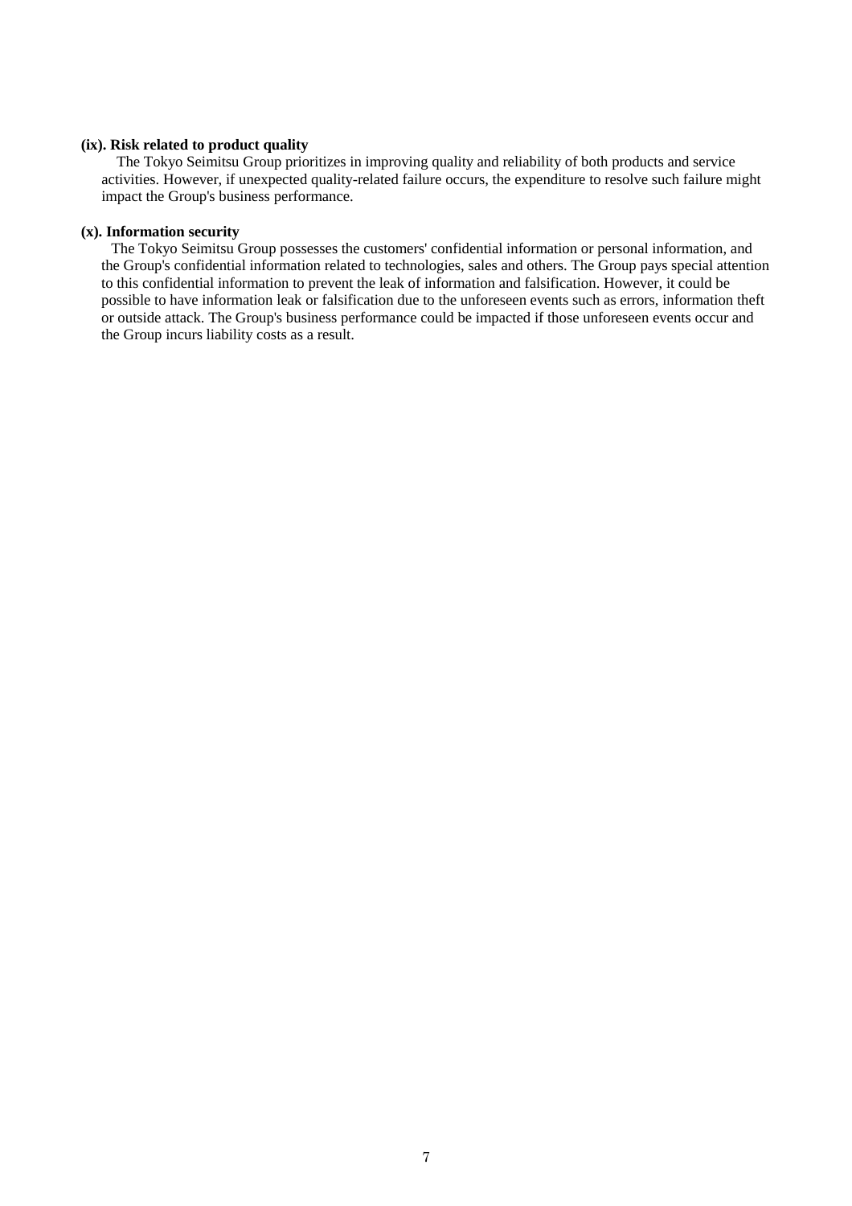**(ix). Risk related to product quality**

The Tokyo Seimitsu Group prioritizes in improving quality and reliability of both products and service activities. However, if unexpected quality-related failure occurs, the expenditure to resolve such failure might impact the Group's business performance.

**(x). Information security**

The Tokyo Seimitsu Group possesses the customers' confidential information or personal information, and the Group's confidential information related to technologies, sales and others. The Group pays special attention to this confidential information to prevent the leak of information and falsification. However, it could be possible to have information leak or falsification due to the unforeseen events such as errors, information theft or outside attack. The Group's business performance could be impacted if those unforeseen events occur and the Group incurs liability costs as a result.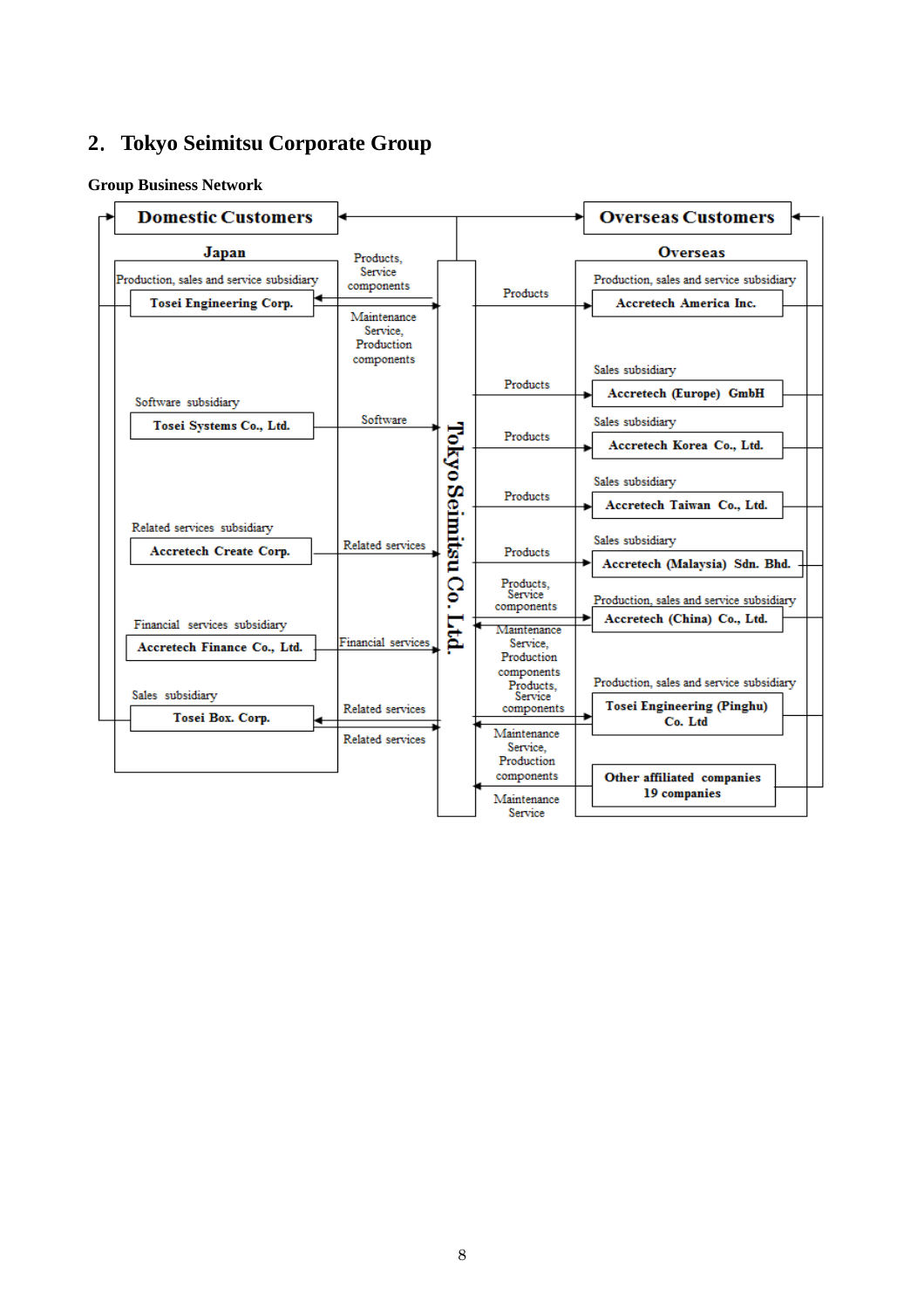## 2. Tokyo Seimitsu Corporate Group

**Group Business Network**

**Domestic Customers**

**Overseas Customers**

**Japan**

Production, sales and service subsidiary

**Tosei Engineering Corp.**

Products, Service components

Maintenance Service, Production components

Software subsidiary

**Tosei Systems Co., Ltd.**

Software

Related services subsidiary

**Accretech Create Corp.**

Related services

Financial services subsidiary

**Accretech Finance Co., Ltd.**

Financial services

Sales subsidiary

**Tosei Box. Corp.**

Related services

Related services

**Tokyo Seimitsu Co. Ltd.**

**Overseas**

Products

Production, sales and service subsidiary

**Accretech America Inc.**

Products

Sales subsidiary

**Accretech (Europe) GmbH**

Products

Sales subsidiary

**Accretech Korea Co., Ltd.**

Products

Sales subsidiary

**Accretech Taiwan Co., Ltd.**

Products

Sales subsidiary

**Accretech (Malaysia) Sdn. Bhd.**

Products, Service components

Maintenance Service, Production components

Production, sales and service subsidiary

**Accretech (China) Co., Ltd.**

Products, Service components

Maintenance Service, Production components

Production, sales and service subsidiary

**Tosei Engineering (Pinghu) Co. Ltd**

Maintenance Service

**Other affiliated companies 19 companies**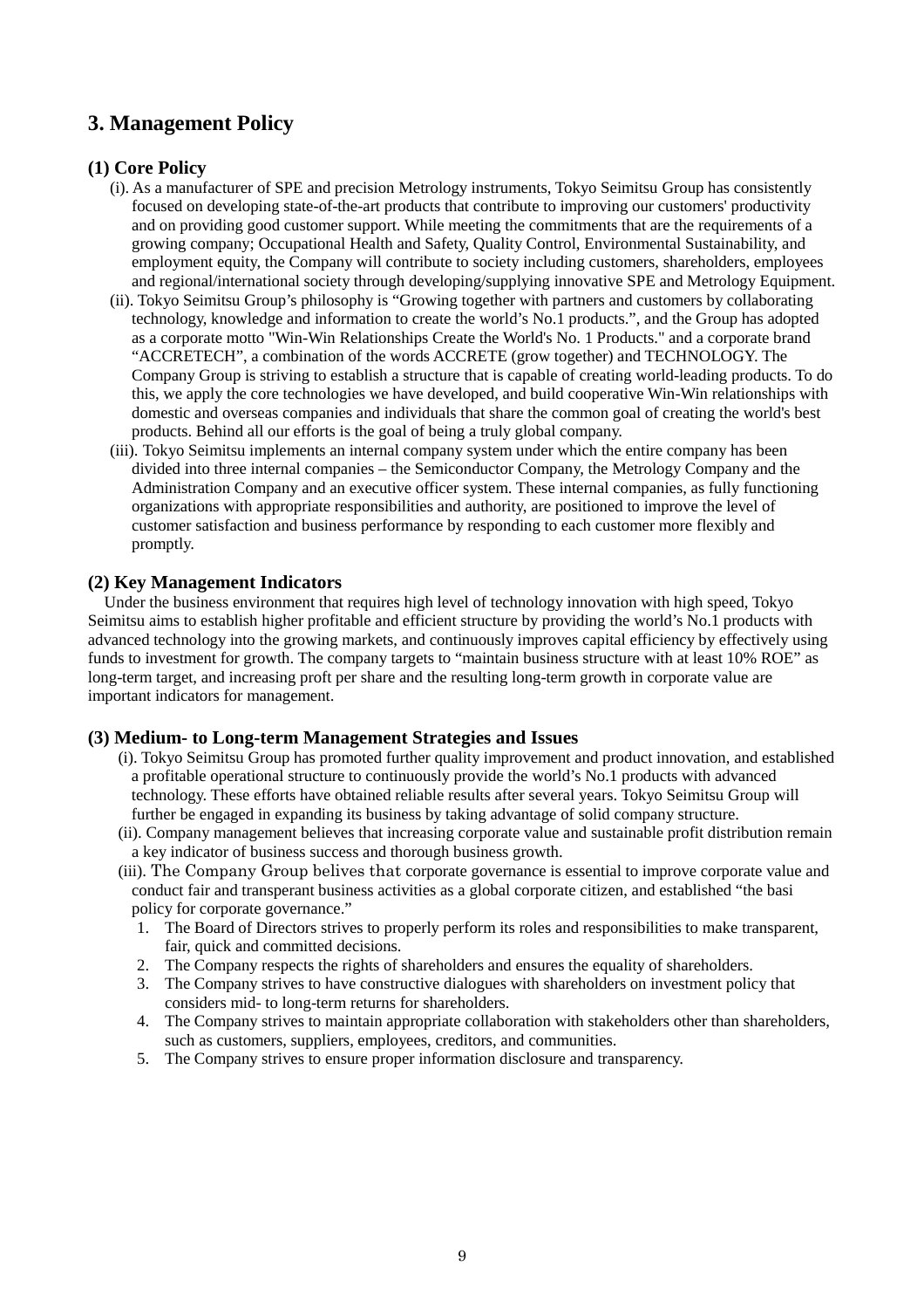## 3. Management Policy

### (1) Core Policy

(i). As a manufacturer of SPE and precision Metrology instruments, Tokyo Seimitsu Group has consistently focused on developing state-of-the-art products that contribute to improving our customers' productivity and on providing good customer support. While meeting the commitments that are the requirements of a growing company; Occupational Health and Safety, Quality Control, Environmental Sustainability, and employment equity, the Company will contribute to society including customers, shareholders, employees and regional/international society through developing/supplying innovative SPE and Metrology Equipment.

(ii). Tokyo Seimitsu Group's philosophy is "Growing together with partners and customers by collaborating technology, knowledge and information to create the world's No.1 products.", and the Group has adopted as a corporate motto "Win-Win Relationships Create the World's No. 1 Products." and a corporate brand "ACCRETECH", a combination of the words ACCRETE (grow together) and TECHNOLOGY. The Company Group is striving to establish a structure that is capable of creating world-leading products. To do this, we apply the core technologies we have developed, and build cooperative Win-Win relationships with domestic and overseas companies and individuals that share the common goal of creating the world's best products. Behind all our efforts is the goal of being a truly global company.

(iii). Tokyo Seimitsu implements an internal company system under which the entire company has been divided into three internal companies – the Semiconductor Company, the Metrology Company and the Administration Company and an executive officer system. These internal companies, as fully functioning organizations with appropriate responsibilities and authority, are positioned to improve the level of customer satisfaction and business performance by responding to each customer more flexibly and promptly.

### (2) Key Management Indicators

Under the business environment that requires high level of technology innovation with high speed, Tokyo Seimitsu aims to establish higher profitable and efficient structure by providing the world's No.1 products with advanced technology into the growing markets, and continuously improves capital efficiency by effectively using funds to investment for growth. The company targets to "maintain business structure with at least 10% ROE" as long-term target, and increasing proft per share and the resulting long-term growth in corporate value are important indicators for management.

### (3) Medium- to Long-term Management Strategies and Issues

(i). Tokyo Seimitsu Group has promoted further quality improvement and product innovation, and established a profitable operational structure to continuously provide the world's No.1 products with advanced technology. These efforts have obtained reliable results after several years. Tokyo Seimitsu Group will further be engaged in expanding its business by taking advantage of solid company structure.

(ii). Company management believes that increasing corporate value and sustainable profit distribution remain a key indicator of business success and thorough business growth.

(iii). The Company Group belives that corporate governance is essential to improve corporate value and conduct fair and transperant business activities as a global corporate citizen, and established "the basi policy for corporate governance."

1. The Board of Directors strives to properly perform its roles and responsibilities to make transparent, fair, quick and committed decisions.
2. The Company respects the rights of shareholders and ensures the equality of shareholders.
3. The Company strives to have constructive dialogues with shareholders on investment policy that considers mid- to long-term returns for shareholders.
4. The Company strives to maintain appropriate collaboration with stakeholders other than shareholders, such as customers, suppliers, employees, creditors, and communities.
5. The Company strives to ensure proper information disclosure and transparency.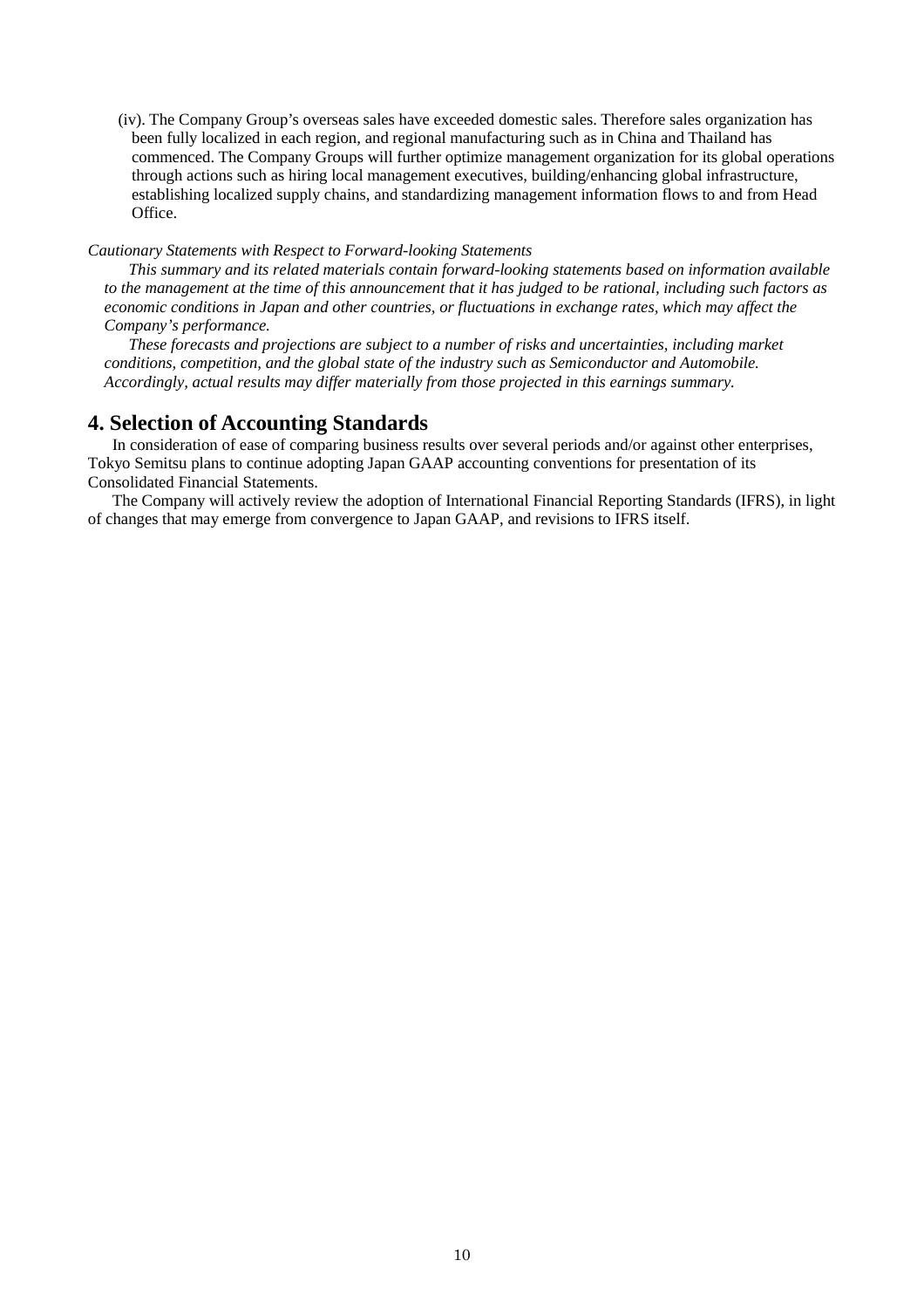(iv). The Company Group's overseas sales have exceeded domestic sales. Therefore sales organization has been fully localized in each region, and regional manufacturing such as in China and Thailand has commenced. The Company Groups will further optimize management organization for its global operations through actions such as hiring local management executives, building/enhancing global infrastructure, establishing localized supply chains, and standardizing management information flows to and from Head Office.

*Cautionary Statements with Respect to Forward-looking Statements*

*This summary and its related materials contain forward-looking statements based on information available to the management at the time of this announcement that it has judged to be rational, including such factors as economic conditions in Japan and other countries, or fluctuations in exchange rates, which may affect the Company's performance.*

*These forecasts and projections are subject to a number of risks and uncertainties, including market conditions, competition, and the global state of the industry such as Semiconductor and Automobile. Accordingly, actual results may differ materially from those projected in this earnings summary.*

## 4. Selection of Accounting Standards

In consideration of ease of comparing business results over several periods and/or against other enterprises, Tokyo Semitsu plans to continue adopting Japan GAAP accounting conventions for presentation of its Consolidated Financial Statements.

The Company will actively review the adoption of International Financial Reporting Standards (IFRS), in light of changes that may emerge from convergence to Japan GAAP, and revisions to IFRS itself.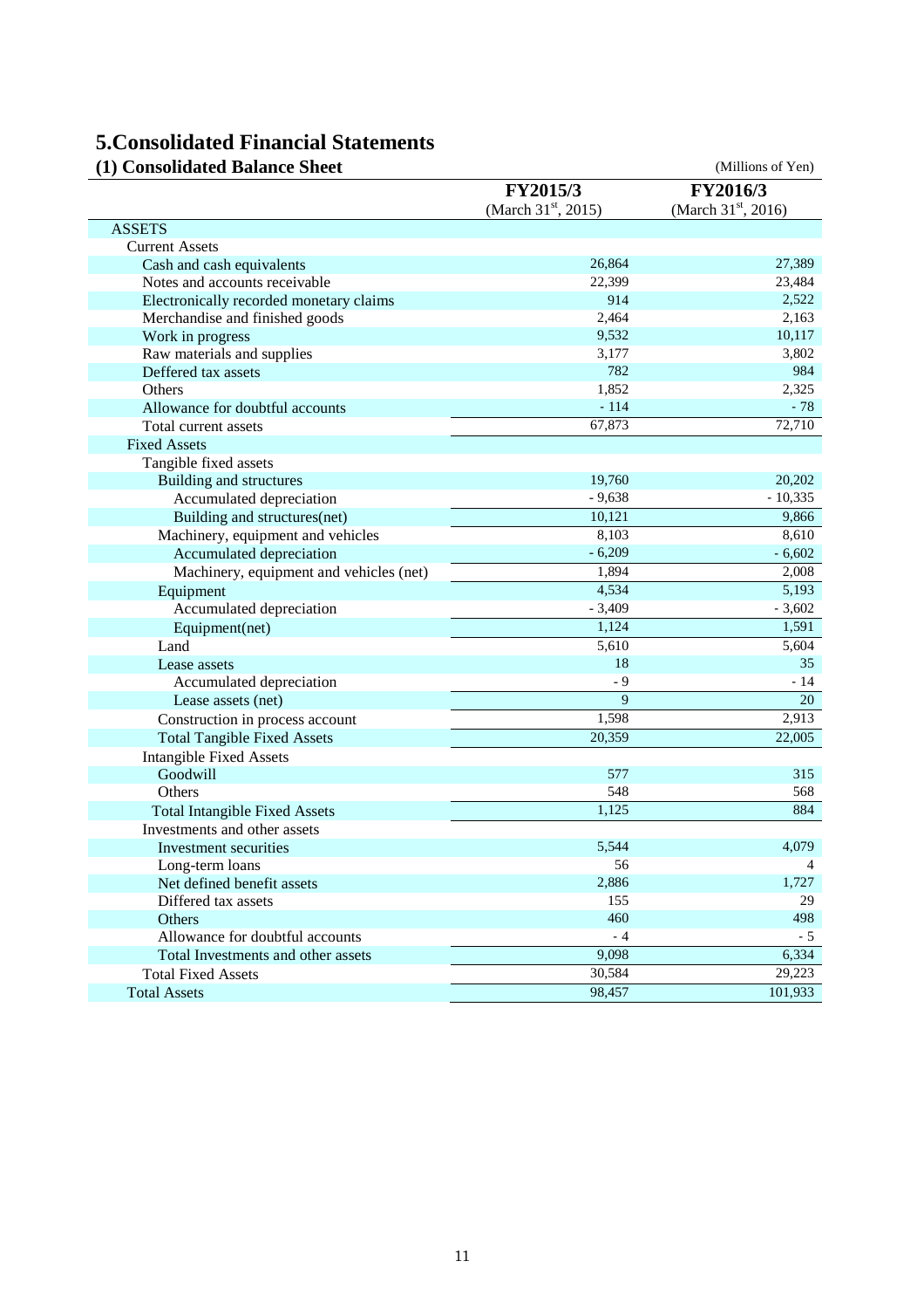# 5.Consolidated Financial Statements

## (1) Consolidated Balance Sheet

(Millions of Yen)

| | FY2015/3 (March 31st, 2015) | FY2016/3 (March 31st, 2016) |
|---|---|---|
| ASSETS | | |
| Current Assets | | |
| Cash and cash equivalents | 26,864 | 27,389 |
| Notes and accounts receivable | 22,399 | 23,484 |
| Electronically recorded monetary claims | 914 | 2,522 |
| Merchandise and finished goods | 2,464 | 2,163 |
| Work in progress | 9,532 | 10,117 |
| Raw materials and supplies | 3,177 | 3,802 |
| Deffered tax assets | 782 | 984 |
| Others | 1,852 | 2,325 |
| Allowance for doubtful accounts | - 114 | - 78 |
| Total current assets | 67,873 | 72,710 |
| Fixed Assets | | |
| Tangible fixed assets | | |
| Building and structures | 19,760 | 20,202 |
| Accumulated depreciation | - 9,638 | - 10,335 |
| Building and structures(net) | 10,121 | 9,866 |
| Machinery, equipment and vehicles | 8,103 | 8,610 |
| Accumulated depreciation | - 6,209 | - 6,602 |
| Machinery, equipment and vehicles (net) | 1,894 | 2,008 |
| Equipment | 4,534 | 5,193 |
| Accumulated depreciation | - 3,409 | - 3,602 |
| Equipment(net) | 1,124 | 1,591 |
| Land | 5,610 | 5,604 |
| Lease assets | 18 | 35 |
| Accumulated depreciation | - 9 | - 14 |
| Lease assets (net) | 9 | 20 |
| Construction in process account | 1,598 | 2,913 |
| Total Tangible Fixed Assets | 20,359 | 22,005 |
| Intangible Fixed Assets | | |
| Goodwill | 577 | 315 |
| Others | 548 | 568 |
| Total Intangible Fixed Assets | 1,125 | 884 |
| Investments and other assets | | |
| Investment securities | 5,544 | 4,079 |
| Long-term loans | 56 | 4 |
| Net defined benefit assets | 2,886 | 1,727 |
| Differed tax assets | 155 | 29 |
| Others | 460 | 498 |
| Allowance for doubtful accounts | - 4 | - 5 |
| Total Investments and other assets | 9,098 | 6,334 |
| Total Fixed Assets | 30,584 | 29,223 |
| Total Assets | 98,457 | 101,933 |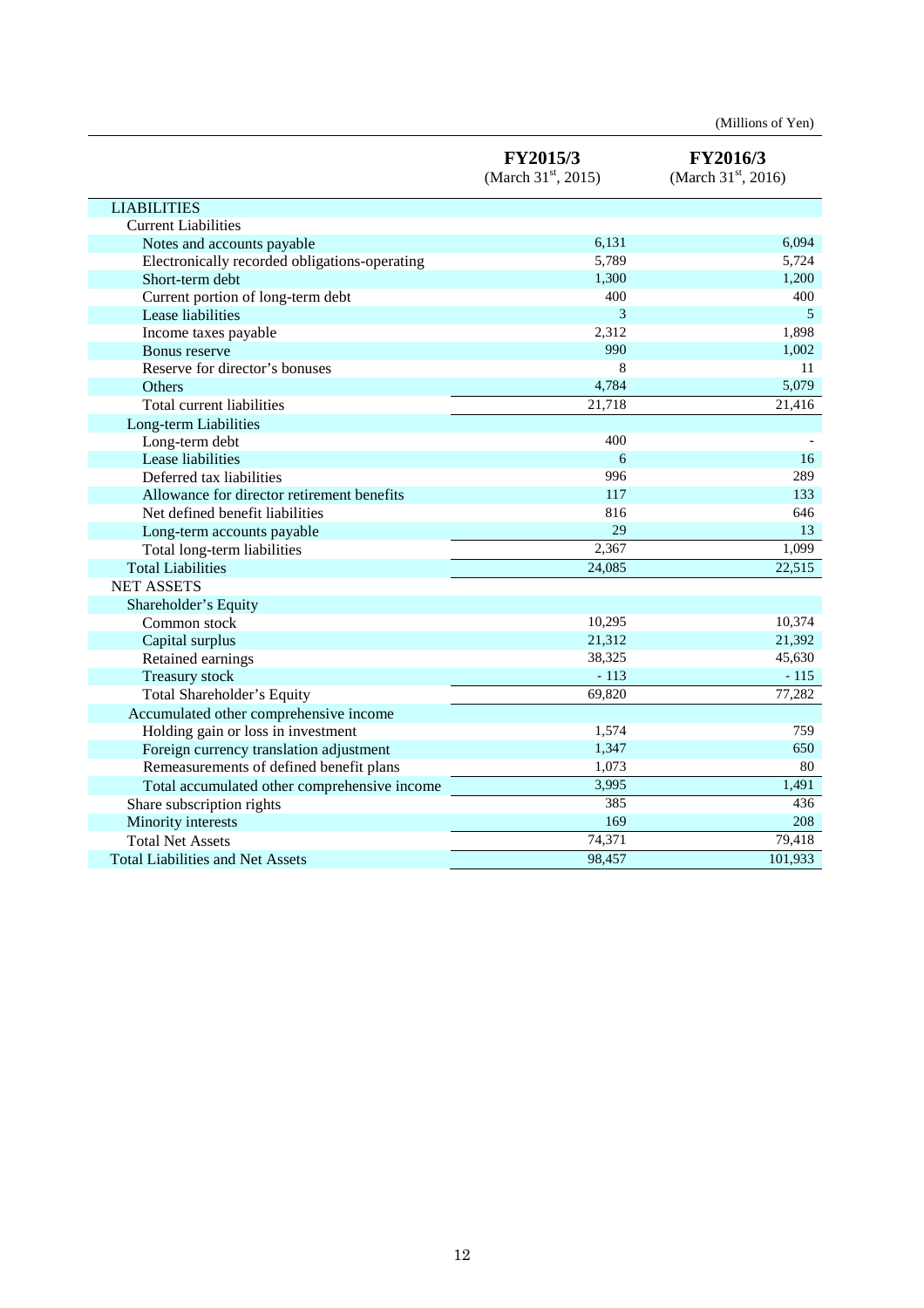(Millions of Yen)

| | FY2015/3 (March 31st, 2015) | FY2016/3 (March 31st, 2016) |
|---|---|---|
| LIABILITIES | | |
| Current Liabilities | | |
| Notes and accounts payable | 6,131 | 6,094 |
| Electronically recorded obligations-operating | 5,789 | 5,724 |
| Short-term debt | 1,300 | 1,200 |
| Current portion of long-term debt | 400 | 400 |
| Lease liabilities | 3 | 5 |
| Income taxes payable | 2,312 | 1,898 |
| Bonus reserve | 990 | 1,002 |
| Reserve for director's bonuses | 8 | 11 |
| Others | 4,784 | 5,079 |
| Total current liabilities | 21,718 | 21,416 |
| Long-term Liabilities | | |
| Long-term debt | 400 | - |
| Lease liabilities | 6 | 16 |
| Deferred tax liabilities | 996 | 289 |
| Allowance for director retirement benefits | 117 | 133 |
| Net defined benefit liabilities | 816 | 646 |
| Long-term accounts payable | 29 | 13 |
| Total long-term liabilities | 2,367 | 1,099 |
| Total Liabilities | 24,085 | 22,515 |
| NET ASSETS | | |
| Shareholder's Equity | | |
| Common stock | 10,295 | 10,374 |
| Capital surplus | 21,312 | 21,392 |
| Retained earnings | 38,325 | 45,630 |
| Treasury stock | - 113 | - 115 |
| Total Shareholder's Equity | 69,820 | 77,282 |
| Accumulated other comprehensive income | | |
| Holding gain or loss in investment | 1,574 | 759 |
| Foreign currency translation adjustment | 1,347 | 650 |
| Remeasurements of defined benefit plans | 1,073 | 80 |
| Total accumulated other comprehensive income | 3,995 | 1,491 |
| Share subscription rights | 385 | 436 |
| Minority interests | 169 | 208 |
| Total Net Assets | 74,371 | 79,418 |
| Total Liabilities and Net Assets | 98,457 | 101,933 |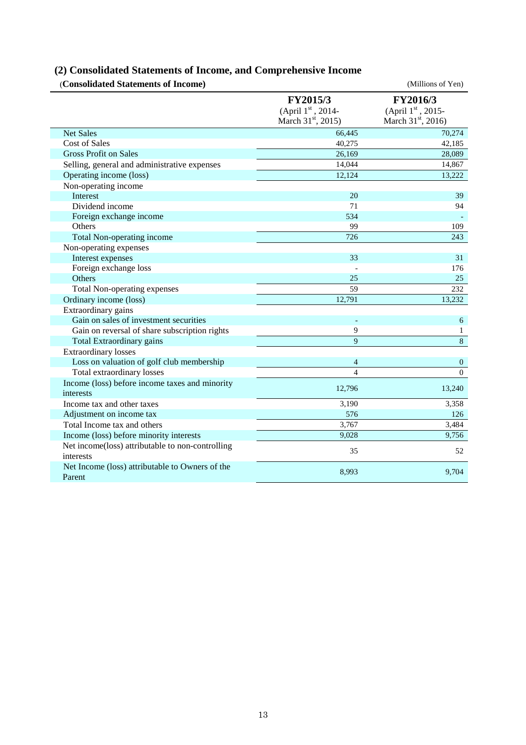## (2) Consolidated Statements of Income, and Comprehensive Income

(**Consolidated Statements of Income**) (Millions of Yen)

| | FY2015/3 (April 1st, 2014- March 31st, 2015) | FY2016/3 (April 1st, 2015- March 31st, 2016) |
|---|---|---|
| Net Sales | 66,445 | 70,274 |
| Cost of Sales | 40,275 | 42,185 |
| Gross Profit on Sales | 26,169 | 28,089 |
| Selling, general and administrative expenses | 14,044 | 14,867 |
| Operating income (loss) | 12,124 | 13,222 |
| Non-operating income | | |
| Interest | 20 | 39 |
| Dividend income | 71 | 94 |
| Foreign exchange income | 534 | - |
| Others | 99 | 109 |
| Total Non-operating income | 726 | 243 |
| Non-operating expenses | | |
| Interest expenses | 33 | 31 |
| Foreign exchange loss | - | 176 |
| Others | 25 | 25 |
| Total Non-operating expenses | 59 | 232 |
| Ordinary income (loss) | 12,791 | 13,232 |
| Extraordinary gains | | |
| Gain on sales of investment securities | - | 6 |
| Gain on reversal of share subscription rights | 9 | 1 |
| Total Extraordinary gains | 9 | 8 |
| Extraordinary losses | | |
| Loss on valuation of golf club membership | 4 | 0 |
| Total extraordinary losses | 4 | 0 |
| Income (loss) before income taxes and minority interests | 12,796 | 13,240 |
| Income tax and other taxes | 3,190 | 3,358 |
| Adjustment on income tax | 576 | 126 |
| Total Income tax and others | 3,767 | 3,484 |
| Income (loss) before minority interests | 9,028 | 9,756 |
| Net income(loss) attributable to non-controlling interests | 35 | 52 |
| Net Income (loss) attributable to Owners of the Parent | 8,993 | 9,704 |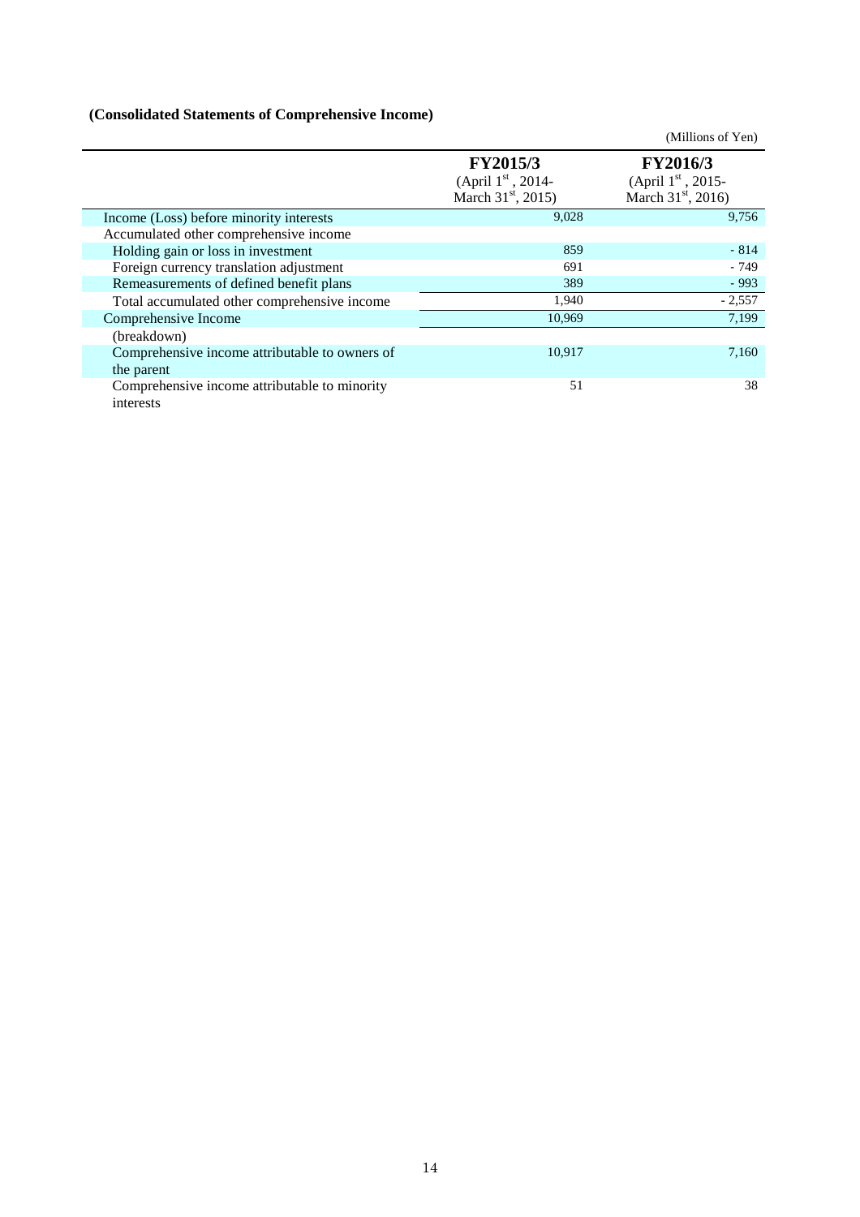**(Consolidated Statements of Comprehensive Income)**

(Millions of Yen)

| | FY2015/3 (April 1st, 2014- March 31st, 2015) | FY2016/3 (April 1st, 2015- March 31st, 2016) |
|---|---|---|
| Income (Loss) before minority interests | 9,028 | 9,756 |
| Accumulated other comprehensive income | | |
| Holding gain or loss in investment | 859 | - 814 |
| Foreign currency translation adjustment | 691 | - 749 |
| Remeasurements of defined benefit plans | 389 | - 993 |
| Total accumulated other comprehensive income | 1,940 | - 2,557 |
| Comprehensive Income | 10,969 | 7,199 |
| (breakdown) | | |
| Comprehensive income attributable to owners of the parent | 10,917 | 7,160 |
| Comprehensive income attributable to minority interests | 51 | 38 |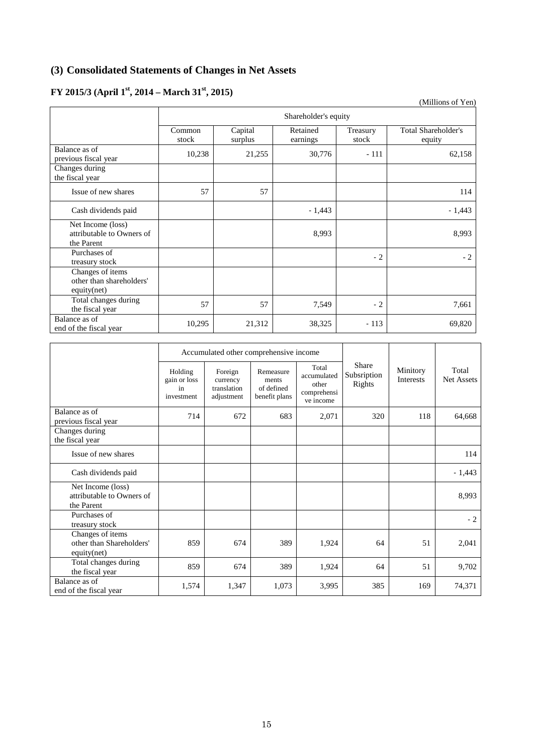## (3) Consolidated Statements of Changes in Net Assets

### FY 2015/3 (April 1st, 2014 – March 31st, 2015)

(Millions of Yen)

| | Shareholder's equity | | | | |
|---|---|---|---|---|---|
| | Common stock | Capital surplus | Retained earnings | Treasury stock | Total Shareholder's equity |
| Balance as of previous fiscal year | 10,238 | 21,255 | 30,776 | - 111 | 62,158 |
| Changes during the fiscal year | | | | | |
| Issue of new shares | 57 | 57 | | | 114 |
| Cash dividends paid | | | - 1,443 | | - 1,443 |
| Net Income (loss) attributable to Owners of the Parent | | | 8,993 | | 8,993 |
| Purchases of treasury stock | | | | - 2 | - 2 |
| Changes of items other than shareholders' equity(net) | | | | | |
| Total changes during the fiscal year | 57 | 57 | 7,549 | - 2 | 7,661 |
| Balance as of end of the fiscal year | 10,295 | 21,312 | 38,325 | - 113 | 69,820 |

| | Accumulated other comprehensive income | | | | Share Subsription Rights | Minitory Interests | Total Net Assets |
|---|---|---|---|---|---|---|---|
| | Holding gain or loss in investment | Foreign currency translation adjustment | Remeasurements of defined benefit plans | Total accumulated other comprehensive income | | | |
| Balance as of previous fiscal year | 714 | 672 | 683 | 2,071 | 320 | 118 | 64,668 |
| Changes during the fiscal year | | | | | | | |
| Issue of new shares | | | | | | | 114 |
| Cash dividends paid | | | | | | | - 1,443 |
| Net Income (loss) attributable to Owners of the Parent | | | | | | | 8,993 |
| Purchases of treasury stock | | | | | | | - 2 |
| Changes of items other than Shareholders' equity(net) | 859 | 674 | 389 | 1,924 | 64 | 51 | 2,041 |
| Total changes during the fiscal year | 859 | 674 | 389 | 1,924 | 64 | 51 | 9,702 |
| Balance as of end of the fiscal year | 1,574 | 1,347 | 1,073 | 3,995 | 385 | 169 | 74,371 |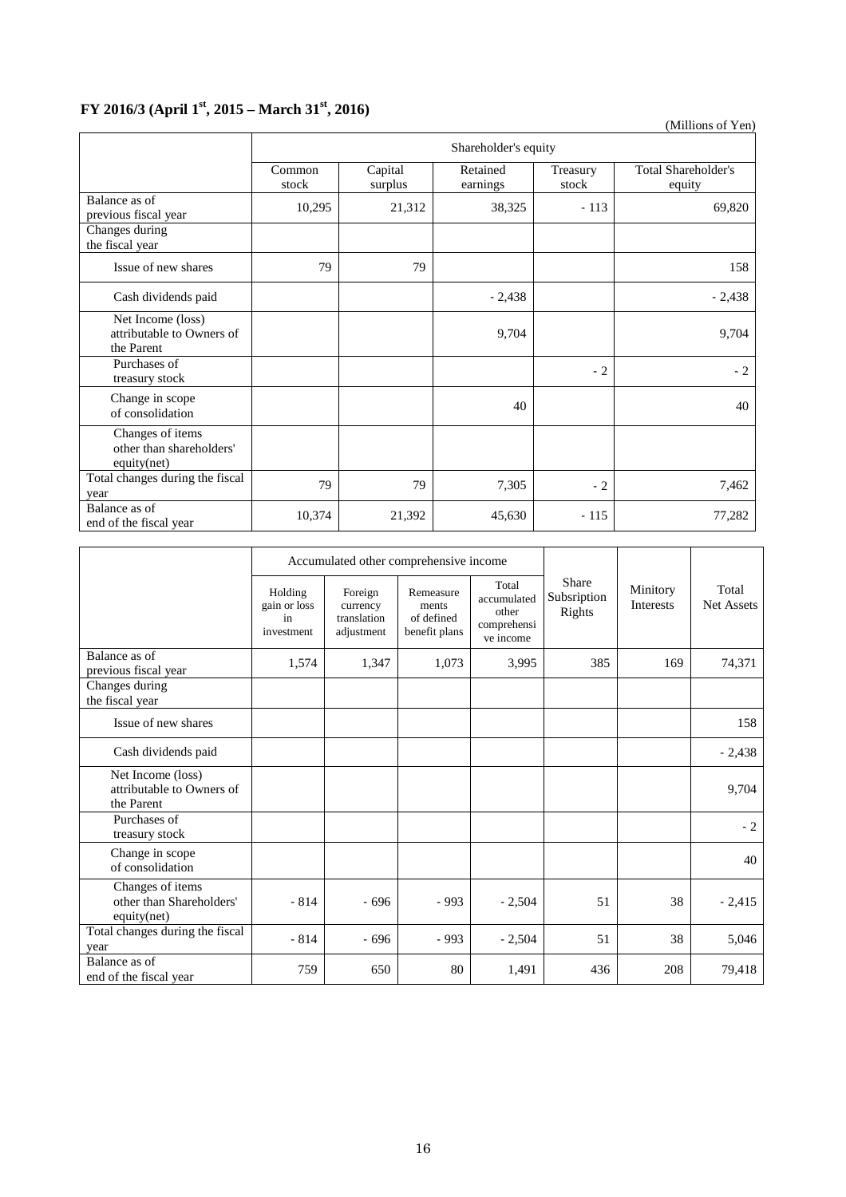## FY 2016/3 (April 1st, 2015 – March 31st, 2016)

(Millions of Yen)

| | Shareholder's equity | | | | |
|---|---|---|---|---|---|
| | Common stock | Capital surplus | Retained earnings | Treasury stock | Total Shareholder's equity |
| Balance as of previous fiscal year | 10,295 | 21,312 | 38,325 | - 113 | 69,820 |
| Changes during the fiscal year | | | | | |
| Issue of new shares | 79 | 79 | | | 158 |
| Cash dividends paid | | | - 2,438 | | - 2,438 |
| Net Income (loss) attributable to Owners of the Parent | | | 9,704 | | 9,704 |
| Purchases of treasury stock | | | | - 2 | - 2 |
| Change in scope of consolidation | | | 40 | | 40 |
| Changes of items other than shareholders' equity(net) | | | | | |
| Total changes during the fiscal year | 79 | 79 | 7,305 | - 2 | 7,462 |
| Balance as of end of the fiscal year | 10,374 | 21,392 | 45,630 | - 115 | 77,282 |

| | Accumulated other comprehensive income | | | | Share Subsription Rights | Ministry Interests | Total Net Assets |
|---|---|---|---|---|---|---|---|
| | Holding gain or loss in investment | Foreign currency translation adjustment | Remeasurements of defined benefit plans | Total accumulated other comprehensive income | | | |
| Balance as of previous fiscal year | 1,574 | 1,347 | 1,073 | 3,995 | 385 | 169 | 74,371 |
| Changes during the fiscal year | | | | | | | |
| Issue of new shares | | | | | | | 158 |
| Cash dividends paid | | | | | | | - 2,438 |
| Net Income (loss) attributable to Owners of the Parent | | | | | | | 9,704 |
| Purchases of treasury stock | | | | | | | - 2 |
| Change in scope of consolidation | | | | | | | 40 |
| Changes of items other than Shareholders' equity(net) | - 814 | - 696 | - 993 | - 2,504 | 51 | 38 | - 2,415 |
| Total changes during the fiscal year | - 814 | - 696 | - 993 | - 2,504 | 51 | 38 | 5,046 |
| Balance as of end of the fiscal year | 759 | 650 | 80 | 1,491 | 436 | 208 | 79,418 |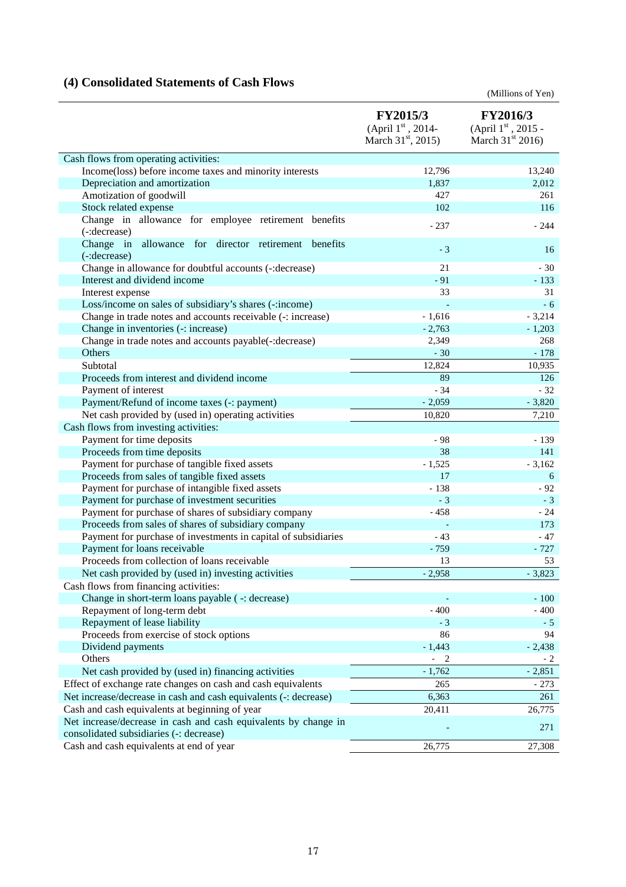## (4) Consolidated Statements of Cash Flows

(Millions of Yen)

| | FY2015/3 (April 1st, 2014- March 31st, 2015) | FY2016/3 (April 1st, 2015 - March 31st 2016) |
|---|---|---|
| Cash flows from operating activities: | | |
| Income(loss) before income taxes and minority interests | 12,796 | 13,240 |
| Depreciation and amortization | 1,837 | 2,012 |
| Amotization of goodwill | 427 | 261 |
| Stock related expense | 102 | 116 |
| Change in allowance for employee retirement benefits (-:decrease) | - 237 | - 244 |
| Change in allowance for director retirement benefits (-:decrease) | - 3 | 16 |
| Change in allowance for doubtful accounts (-:decrease) | 21 | - 30 |
| Interest and dividend income | - 91 | - 133 |
| Interest expense | 33 | 31 |
| Loss/income on sales of subsidiary's shares (-:income) | - | - 6 |
| Change in trade notes and accounts receivable (-: increase) | - 1,616 | - 3,214 |
| Change in inventories (-: increase) | - 2,763 | - 1,203 |
| Change in trade notes and accounts payable(-:decrease) | 2,349 | 268 |
| Others | - 30 | - 178 |
| Subtotal | 12,824 | 10,935 |
| Proceeds from interest and dividend income | 89 | 126 |
| Payment of interest | - 34 | - 32 |
| Payment/Refund of income taxes (-: payment) | - 2,059 | - 3,820 |
| Net cash provided by (used in) operating activities | 10,820 | 7,210 |
| Cash flows from investing activities: | | |
| Payment for time deposits | - 98 | - 139 |
| Proceeds from time deposits | 38 | 141 |
| Payment for purchase of tangible fixed assets | - 1,525 | - 3,162 |
| Proceeds from sales of tangible fixed assets | 17 | 6 |
| Payment for purchase of intangible fixed assets | - 138 | - 92 |
| Payment for purchase of investment securities | - 3 | - 3 |
| Payment for purchase of shares of subsidiary company | - 458 | - 24 |
| Proceeds from sales of shares of subsidiary company | - | 173 |
| Payment for purchase of investments in capital of subsidiaries | - 43 | - 47 |
| Payment for loans receivable | - 759 | - 727 |
| Proceeds from collection of loans receivable | 13 | 53 |
| Net cash provided by (used in) investing activities | - 2,958 | - 3,823 |
| Cash flows from financing activities: | | |
| Change in short-term loans payable ( -: decrease) | - | - 100 |
| Repayment of long-term debt | - 400 | - 400 |
| Repayment of lease liability | - 3 | - 5 |
| Proceeds from exercise of stock options | 86 | 94 |
| Dividend payments | - 1,443 | - 2,438 |
| Others | - 2 | - 2 |
| Net cash provided by (used in) financing activities | - 1,762 | - 2,851 |
| Effect of exchange rate changes on cash and cash equivalents | 265 | - 273 |
| Net increase/decrease in cash and cash equivalents (-: decrease) | 6,363 | 261 |
| Cash and cash equivalents at beginning of year | 20,411 | 26,775 |
| Net increase/decrease in cash and cash equivalents by change in consolidated subsidiaries (-: decrease) | - | 271 |
| Cash and cash equivalents at end of year | 26,775 | 27,308 |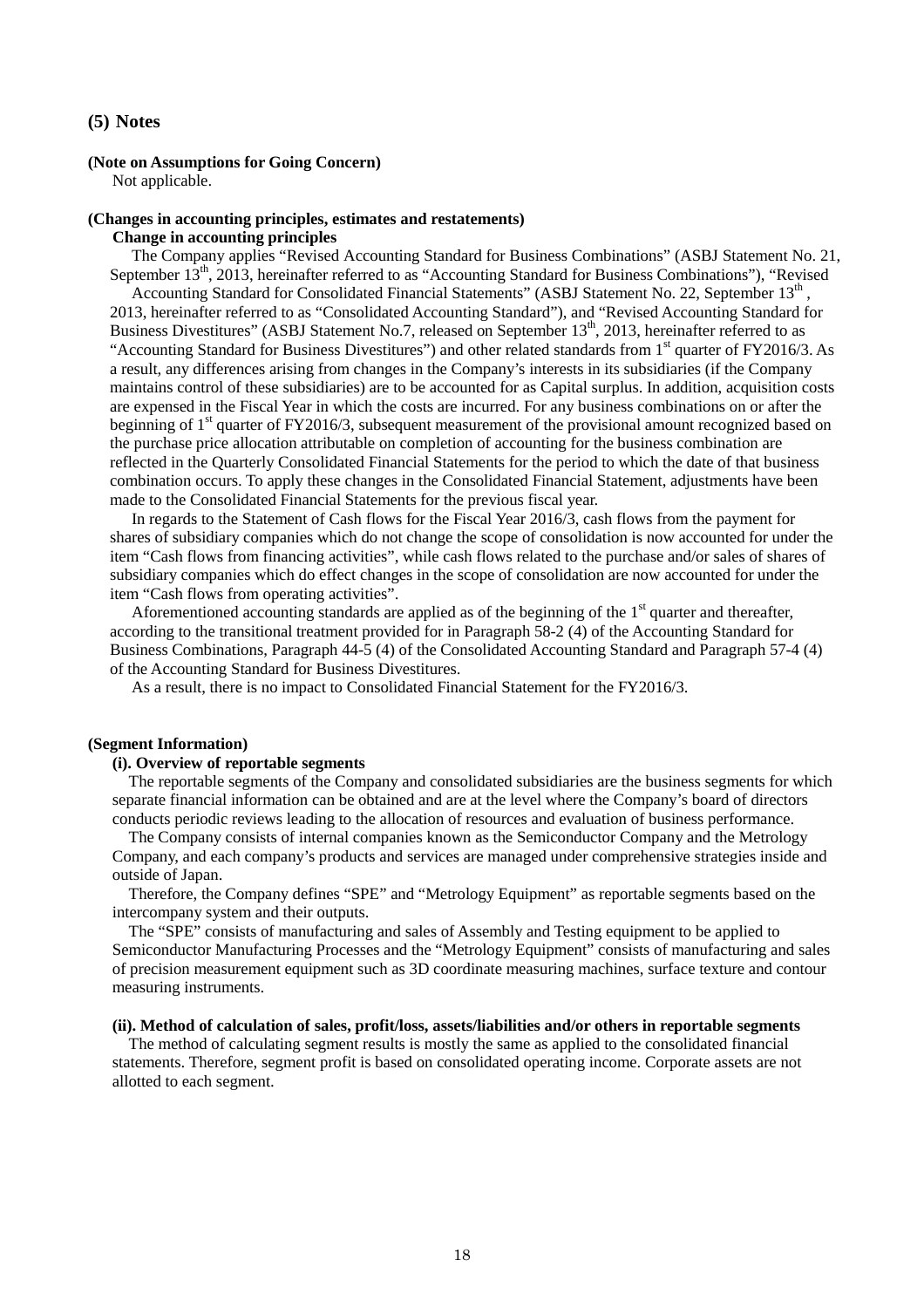## (5) Notes

**(Note on Assumptions for Going Concern)**

Not applicable.

**(Changes in accounting principles, estimates and restatements)**

**Change in accounting principles**

The Company applies "Revised Accounting Standard for Business Combinations" (ASBJ Statement No. 21, September 13th, 2013, hereinafter referred to as "Accounting Standard for Business Combinations"), "Revised Accounting Standard for Consolidated Financial Statements" (ASBJ Statement No. 22, September 13th , 2013, hereinafter referred to as "Consolidated Accounting Standard"), and "Revised Accounting Standard for Business Divestitures" (ASBJ Statement No.7, released on September 13th, 2013, hereinafter referred to as "Accounting Standard for Business Divestitures") and other related standards from 1st quarter of FY2016/3. As a result, any differences arising from changes in the Company's interests in its subsidiaries (if the Company maintains control of these subsidiaries) are to be accounted for as Capital surplus. In addition, acquisition costs are expensed in the Fiscal Year in which the costs are incurred. For any business combinations on or after the beginning of 1st quarter of FY2016/3, subsequent measurement of the provisional amount recognized based on the purchase price allocation attributable on completion of accounting for the business combination are reflected in the Quarterly Consolidated Financial Statements for the period to which the date of that business combination occurs. To apply these changes in the Consolidated Financial Statement, adjustments have been made to the Consolidated Financial Statements for the previous fiscal year.

In regards to the Statement of Cash flows for the Fiscal Year 2016/3, cash flows from the payment for shares of subsidiary companies which do not change the scope of consolidation is now accounted for under the item "Cash flows from financing activities", while cash flows related to the purchase and/or sales of shares of subsidiary companies which do effect changes in the scope of consolidation are now accounted for under the item "Cash flows from operating activities".

Aforementioned accounting standards are applied as of the beginning of the 1st quarter and thereafter, according to the transitional treatment provided for in Paragraph 58-2 (4) of the Accounting Standard for Business Combinations, Paragraph 44-5 (4) of the Consolidated Accounting Standard and Paragraph 57-4 (4) of the Accounting Standard for Business Divestitures.

As a result, there is no impact to Consolidated Financial Statement for the FY2016/3.

**(Segment Information)**

**(i). Overview of reportable segments**

The reportable segments of the Company and consolidated subsidiaries are the business segments for which separate financial information can be obtained and are at the level where the Company's board of directors conducts periodic reviews leading to the allocation of resources and evaluation of business performance.

The Company consists of internal companies known as the Semiconductor Company and the Metrology Company, and each company's products and services are managed under comprehensive strategies inside and outside of Japan.

Therefore, the Company defines "SPE" and "Metrology Equipment" as reportable segments based on the intercompany system and their outputs.

The "SPE" consists of manufacturing and sales of Assembly and Testing equipment to be applied to Semiconductor Manufacturing Processes and the "Metrology Equipment" consists of manufacturing and sales of precision measurement equipment such as 3D coordinate measuring machines, surface texture and contour measuring instruments.

**(ii). Method of calculation of sales, profit/loss, assets/liabilities and/or others in reportable segments**

The method of calculating segment results is mostly the same as applied to the consolidated financial statements. Therefore, segment profit is based on consolidated operating income. Corporate assets are not allotted to each segment.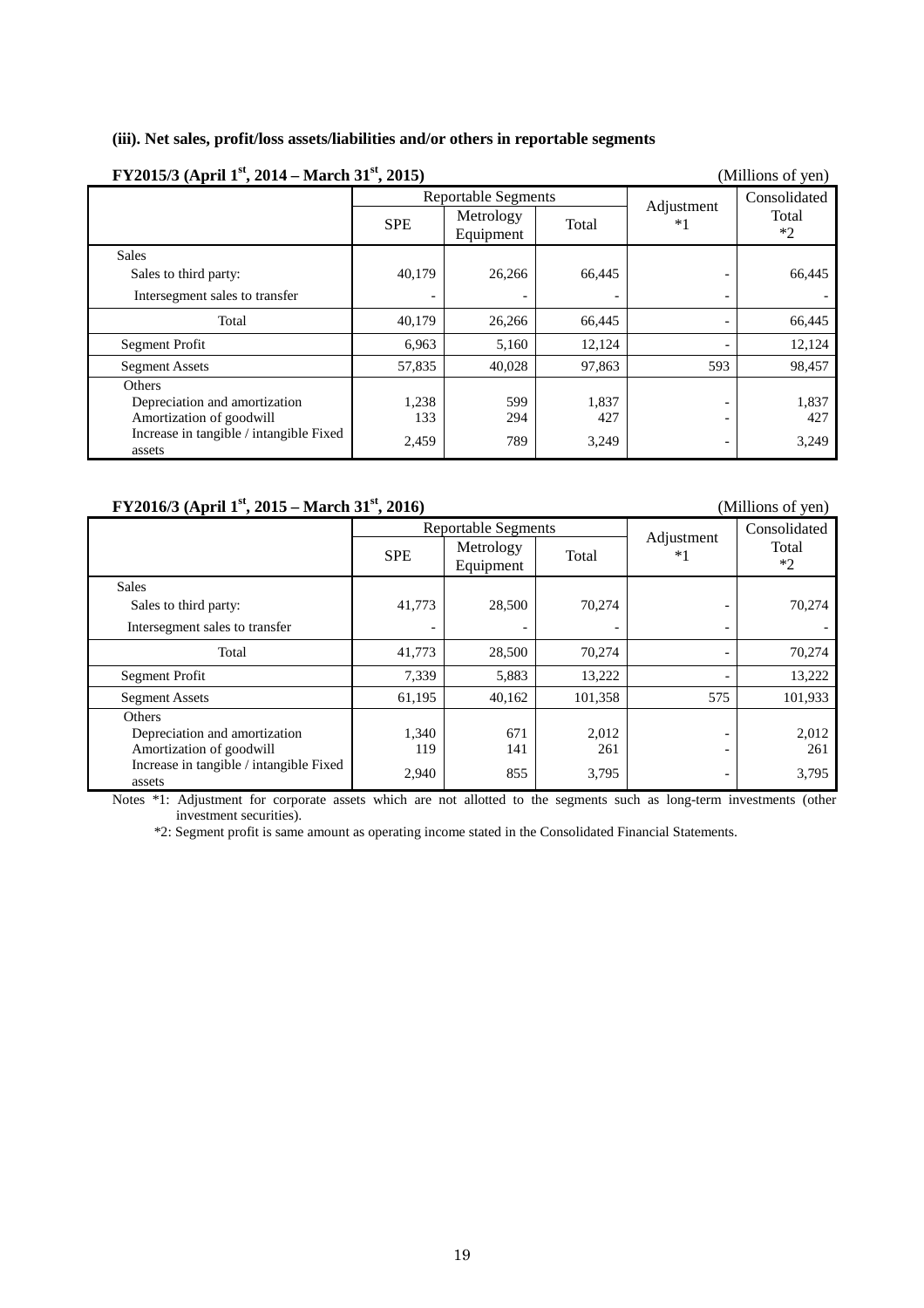**(iii). Net sales, profit/loss assets/liabilities and/or others in reportable segments**

**FY2015/3 (April 1st, 2014 – March 31st, 2015)** (Millions of yen)

| | Reportable Segments | | | Adjustment *1 | Consolidated Total *2 |
|---|---|---|---|---|---|
| | SPE | Metrology Equipment | Total | | |
| Sales | | | | | |
| Sales to third party: | 40,179 | 26,266 | 66,445 | - | 66,445 |
| Intersegment sales to transfer | - | - | - | - | - |
| Total | 40,179 | 26,266 | 66,445 | - | 66,445 |
| Segment Profit | 6,963 | 5,160 | 12,124 | - | 12,124 |
| Segment Assets | 57,835 | 40,028 | 97,863 | 593 | 98,457 |
| Others | | | | | |
| Depreciation and amortization | 1,238 | 599 | 1,837 | - | 1,837 |
| Amortization of goodwill | 133 | 294 | 427 | - | 427 |
| Increase in tangible / intangible Fixed assets | 2,459 | 789 | 3,249 | - | 3,249 |

**FY2016/3 (April 1st, 2015 – March 31st, 2016)** (Millions of yen)

| | Reportable Segments | | | Adjustment *1 | Consolidated Total *2 |
|---|---|---|---|---|---|
| | SPE | Metrology Equipment | Total | | |
| Sales | | | | | |
| Sales to third party: | 41,773 | 28,500 | 70,274 | - | 70,274 |
| Intersegment sales to transfer | - | - | - | - | - |
| Total | 41,773 | 28,500 | 70,274 | - | 70,274 |
| Segment Profit | 7,339 | 5,883 | 13,222 | - | 13,222 |
| Segment Assets | 61,195 | 40,162 | 101,358 | 575 | 101,933 |
| Others | | | | | |
| Depreciation and amortization | 1,340 | 671 | 2,012 | - | 2,012 |
| Amortization of goodwill | 119 | 141 | 261 | - | 261 |
| Increase in tangible / intangible Fixed assets | 2,940 | 855 | 3,795 | - | 3,795 |

Notes *1: Adjustment for corporate assets which are not allotted to the segments such as long-term investments (other investment securities).

*2: Segment profit is same amount as operating income stated in the Consolidated Financial Statements.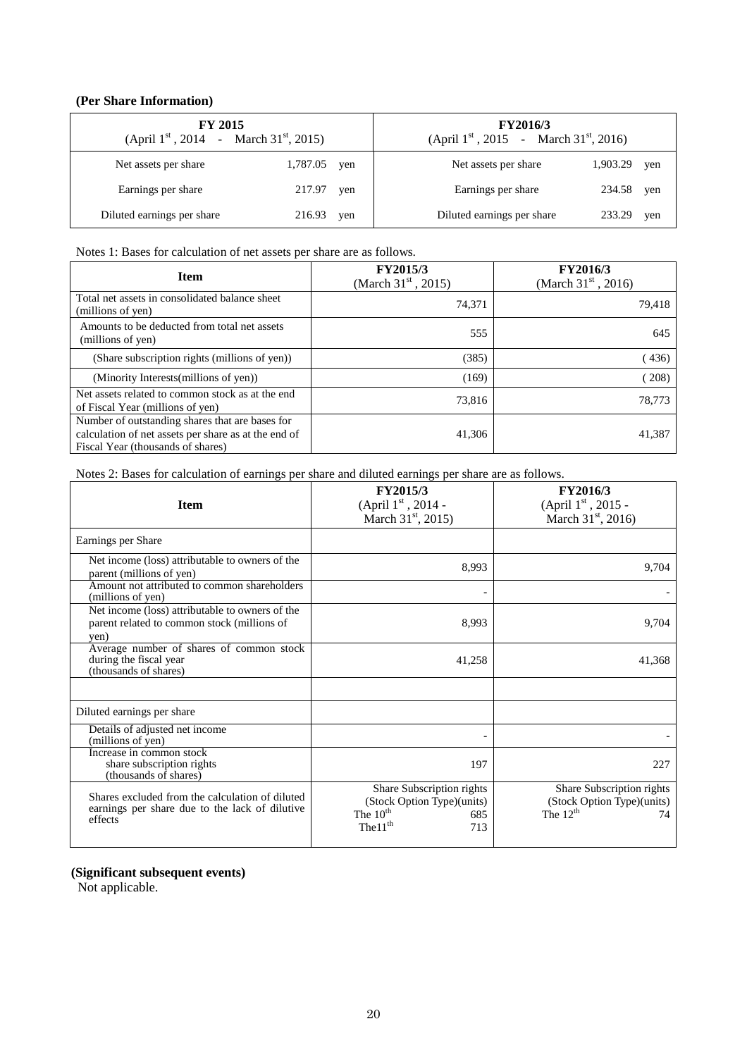**(Per Share Information)**

| FY 2015 (April 1st , 2014 - March 31st, 2015) | | FY2016/3 (April 1st , 2015 - March 31st, 2016) | |
|---|---|---|---|
| Net assets per share | 1,787.05 yen | Net assets per share | 1,903.29 yen |
| Earnings per share | 217.97 yen | Earnings per share | 234.58 yen |
| Diluted earnings per share | 216.93 yen | Diluted earnings per share | 233.29 yen |

Notes 1: Bases for calculation of net assets per share are as follows.

| Item | FY2015/3 (March 31st , 2015) | FY2016/3 (March 31st , 2016) |
|---|---|---|
| Total net assets in consolidated balance sheet (millions of yen) | 74,371 | 79,418 |
| Amounts to be deducted from total net assets (millions of yen) | 555 | 645 |
| (Share subscription rights (millions of yen)) | (385) | ( 436) |
| (Minority Interests(millions of yen)) | (169) | ( 208) |
| Net assets related to common stock as at the end of Fiscal Year (millions of yen) | 73,816 | 78,773 |
| Number of outstanding shares that are bases for calculation of net assets per share as at the end of Fiscal Year (thousands of shares) | 41,306 | 41,387 |

Notes 2: Bases for calculation of earnings per share and diluted earnings per share are as follows.

| Item | FY2015/3 (April 1st , 2014 - March 31st, 2015) | FY2016/3 (April 1st , 2015 - March 31st, 2016) |
|---|---|---|
| Earnings per Share | | |
| Net income (loss) attributable to owners of the parent (millions of yen) | 8,993 | 9,704 |
| Amount not attributed to common shareholders (millions of yen) | - | - |
| Net income (loss) attributable to owners of the parent related to common stock (millions of yen) | 8,993 | 9,704 |
| Average number of shares of common stock during the fiscal year (thousands of shares) | 41,258 | 41,368 |
| | | |
| Diluted earnings per share | | |
| Details of adjusted net income (millions of yen) | - | - |
| Increase in common stock share subscription rights (thousands of shares) | 197 | 227 |
| Shares excluded from the calculation of diluted earnings per share due to the lack of dilutive effects | Share Subscription rights (Stock Option Type)(units) The 10th 685 The11th 713 | Share Subscription rights (Stock Option Type)(units) The 12th 74 |

**(Significant subsequent events)**

Not applicable.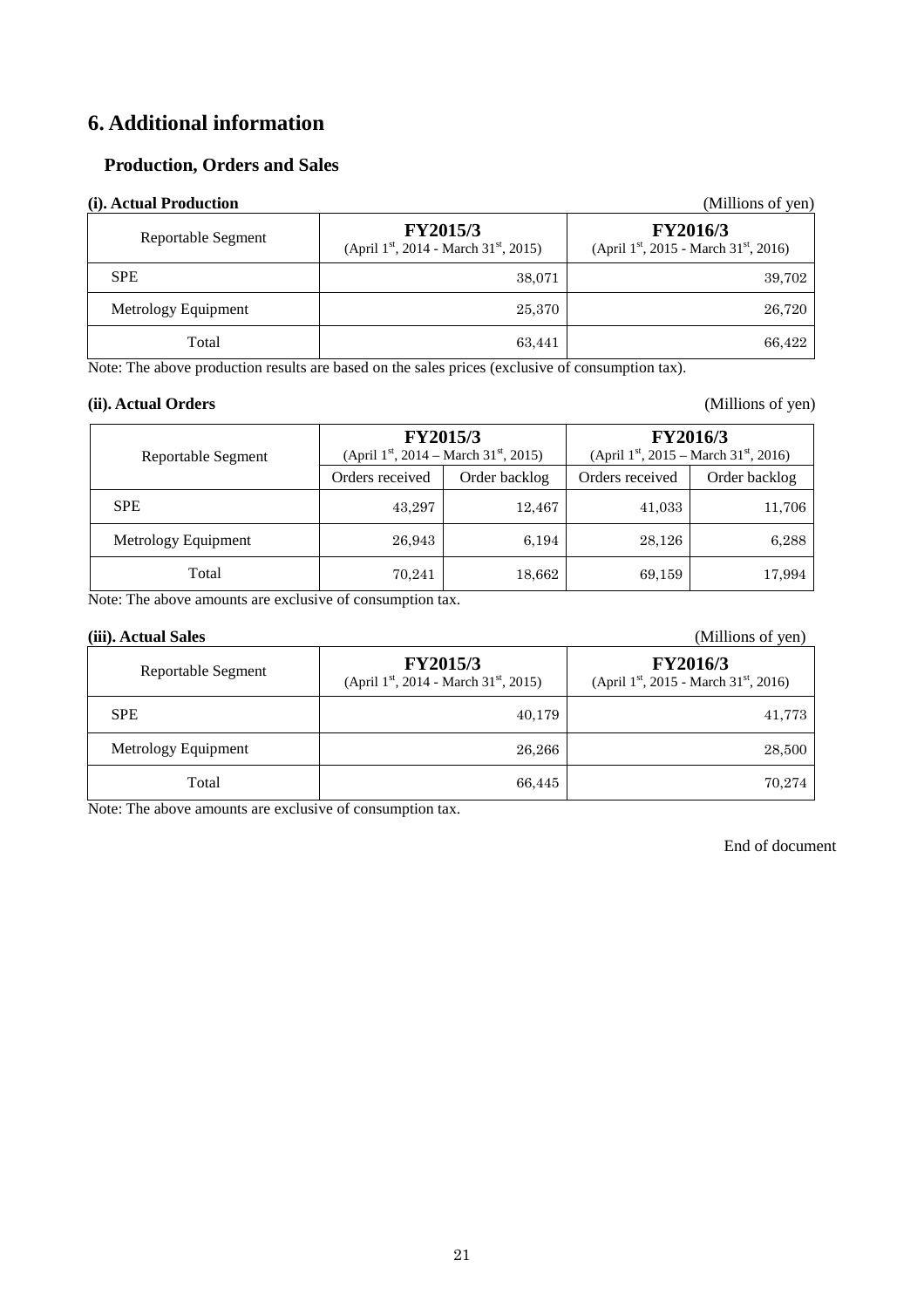# 6. Additional information

## Production, Orders and Sales

### (i). Actual Production

(Millions of yen)

| Reportable Segment | FY2015/3 (April 1st, 2014 - March 31st, 2015) | FY2016/3 (April 1st, 2015 - March 31st, 2016) |
|---|---|---|
| SPE | 38,071 | 39,702 |
| Metrology Equipment | 25,370 | 26,720 |
| Total | 63,441 | 66,422 |

Note: The above production results are based on the sales prices (exclusive of consumption tax).

### (ii). Actual Orders

(Millions of yen)

| Reportable Segment | FY2015/3 (April 1st, 2014 – March 31st, 2015) | | FY2016/3 (April 1st, 2015 – March 31st, 2016) | |
|---|---|---|---|---|
| | Orders received | Order backlog | Orders received | Order backlog |
| SPE | 43,297 | 12,467 | 41,033 | 11,706 |
| Metrology Equipment | 26,943 | 6,194 | 28,126 | 6,288 |
| Total | 70,241 | 18,662 | 69,159 | 17,994 |

Note: The above amounts are exclusive of consumption tax.

### (iii). Actual Sales

(Millions of yen)

| Reportable Segment | FY2015/3 (April 1st, 2014 - March 31st, 2015) | FY2016/3 (April 1st, 2015 - March 31st, 2016) |
|---|---|---|
| SPE | 40,179 | 41,773 |
| Metrology Equipment | 26,266 | 28,500 |
| Total | 66,445 | 70,274 |

Note: The above amounts are exclusive of consumption tax.

End of document